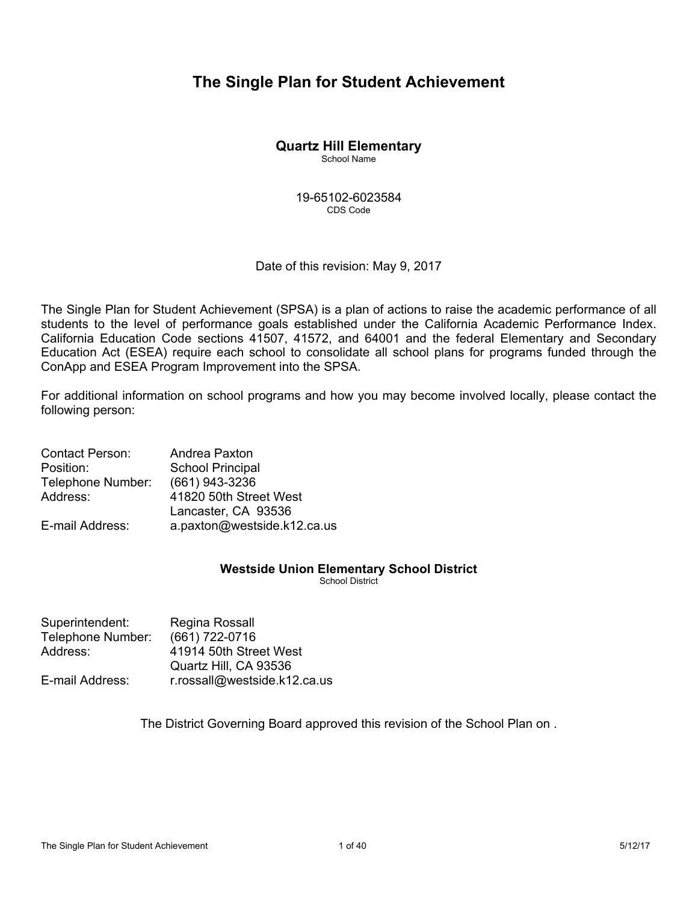# The Single Plan for Student Achievement

**Quartz Hill Elementary**
School Name

19-65102-6023584
CDS Code

Date of this revision: May 9, 2017

The Single Plan for Student Achievement (SPSA) is a plan of actions to raise the academic performance of all students to the level of performance goals established under the California Academic Performance Index. California Education Code sections 41507, 41572, and 64001 and the federal Elementary and Secondary Education Act (ESEA) require each school to consolidate all school plans for programs funded through the ConApp and ESEA Program Improvement into the SPSA.

For additional information on school programs and how you may become involved locally, please contact the following person:

| | |
|---|---|
| Contact Person: | Andrea Paxton |
| Position: | School Principal |
| Telephone Number: | (661) 943-3236 |
| Address: | 41820 50th Street West<br>Lancaster, CA 93536 |
| E-mail Address: | a.paxton@westside.k12.ca.us |

**Westside Union Elementary School District**
School District

| | |
|---|---|
| Superintendent: | Regina Rossall |
| Telephone Number: | (661) 722-0716 |
| Address: | 41914 50th Street West<br>Quartz Hill, CA 93536 |
| E-mail Address: | r.rossall@westside.k12.ca.us |

The District Governing Board approved this revision of the School Plan on .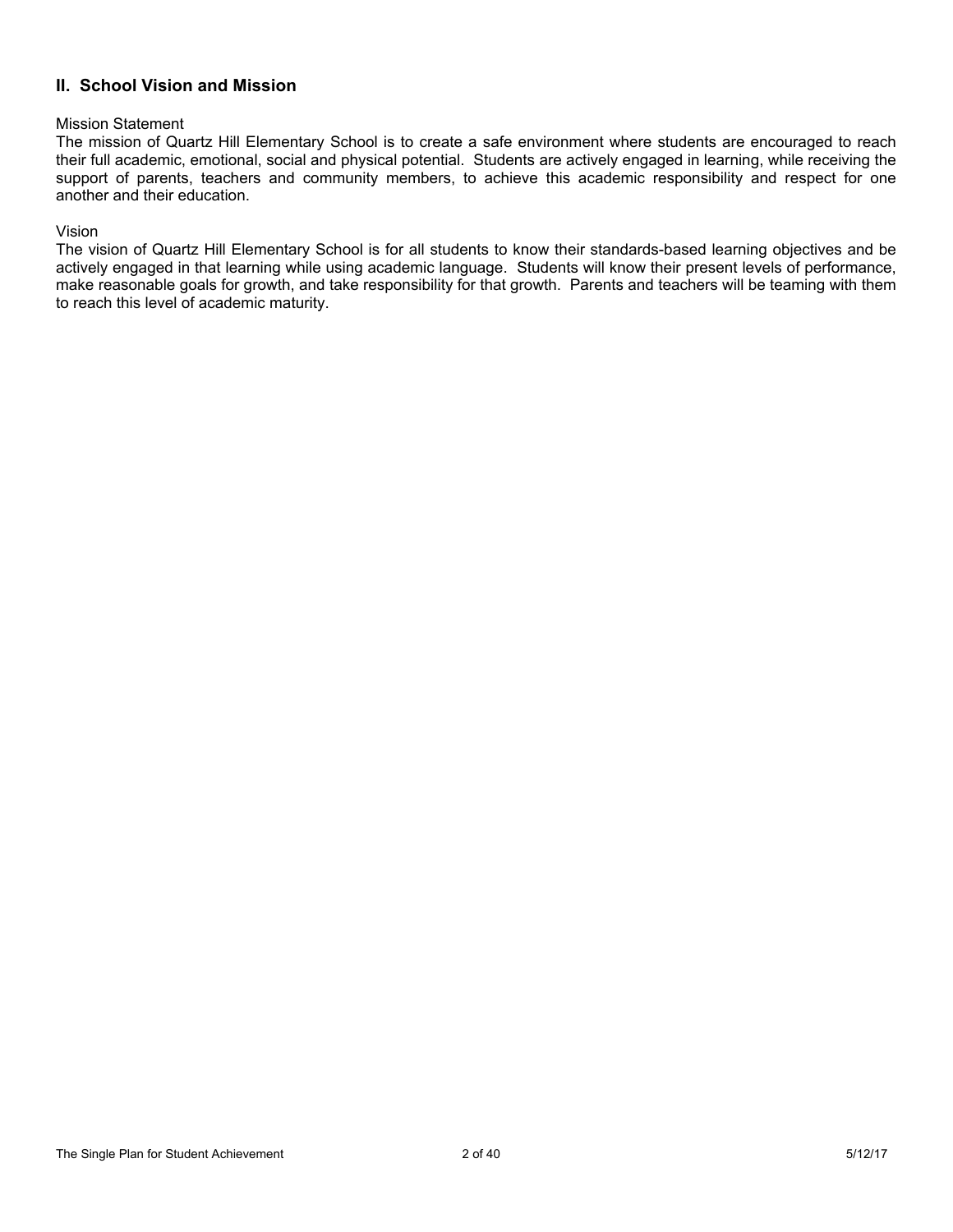## II. School Vision and Mission

Mission Statement

The mission of Quartz Hill Elementary School is to create a safe environment where students are encouraged to reach their full academic, emotional, social and physical potential. Students are actively engaged in learning, while receiving the support of parents, teachers and community members, to achieve this academic responsibility and respect for one another and their education.

Vision

The vision of Quartz Hill Elementary School is for all students to know their standards-based learning objectives and be actively engaged in that learning while using academic language. Students will know their present levels of performance, make reasonable goals for growth, and take responsibility for that growth. Parents and teachers will be teaming with them to reach this level of academic maturity.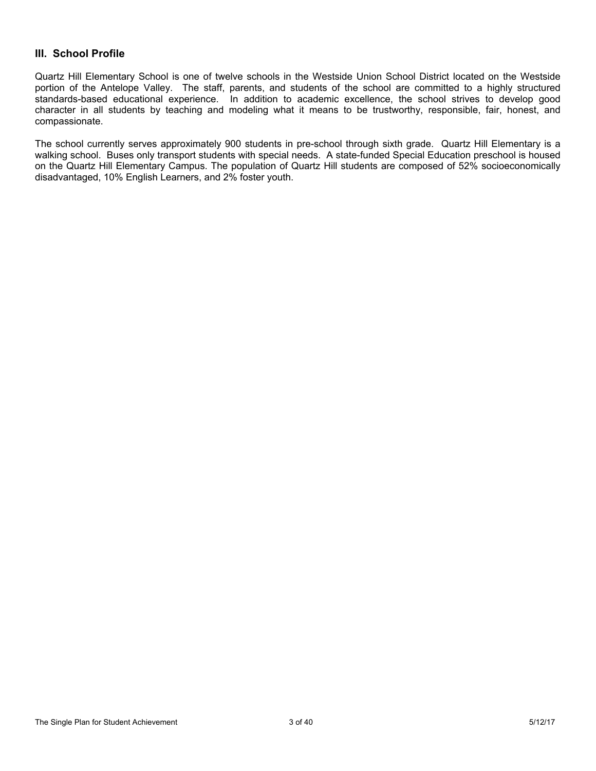## III. School Profile

Quartz Hill Elementary School is one of twelve schools in the Westside Union School District located on the Westside portion of the Antelope Valley. The staff, parents, and students of the school are committed to a highly structured standards-based educational experience. In addition to academic excellence, the school strives to develop good character in all students by teaching and modeling what it means to be trustworthy, responsible, fair, honest, and compassionate.

The school currently serves approximately 900 students in pre-school through sixth grade. Quartz Hill Elementary is a walking school. Buses only transport students with special needs. A state-funded Special Education preschool is housed on the Quartz Hill Elementary Campus. The population of Quartz Hill students are composed of 52% socioeconomically disadvantaged, 10% English Learners, and 2% foster youth.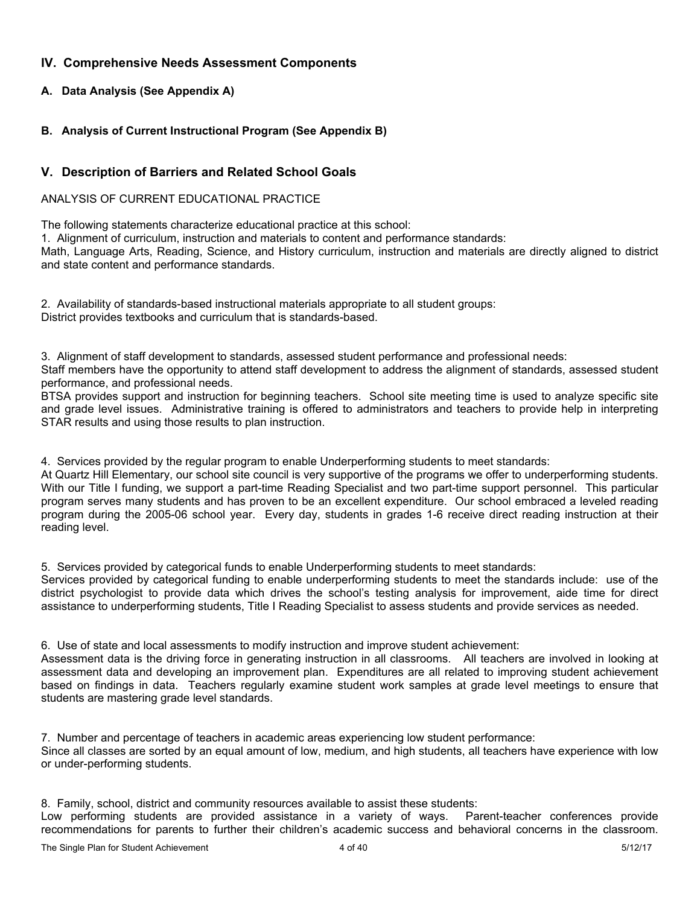## IV. Comprehensive Needs Assessment Components

### A. Data Analysis (See Appendix A)

### B. Analysis of Current Instructional Program (See Appendix B)

## V. Description of Barriers and Related School Goals

ANALYSIS OF CURRENT EDUCATIONAL PRACTICE

The following statements characterize educational practice at this school:

1. Alignment of curriculum, instruction and materials to content and performance standards:
Math, Language Arts, Reading, Science, and History curriculum, instruction and materials are directly aligned to district and state content and performance standards.

2. Availability of standards-based instructional materials appropriate to all student groups:
District provides textbooks and curriculum that is standards-based.

3. Alignment of staff development to standards, assessed student performance and professional needs:
Staff members have the opportunity to attend staff development to address the alignment of standards, assessed student performance, and professional needs.
BTSA provides support and instruction for beginning teachers. School site meeting time is used to analyze specific site and grade level issues. Administrative training is offered to administrators and teachers to provide help in interpreting STAR results and using those results to plan instruction.

4. Services provided by the regular program to enable Underperforming students to meet standards:
At Quartz Hill Elementary, our school site council is very supportive of the programs we offer to underperforming students. With our Title I funding, we support a part-time Reading Specialist and two part-time support personnel. This particular program serves many students and has proven to be an excellent expenditure. Our school embraced a leveled reading program during the 2005-06 school year. Every day, students in grades 1-6 receive direct reading instruction at their reading level.

5. Services provided by categorical funds to enable Underperforming students to meet standards:
Services provided by categorical funding to enable underperforming students to meet the standards include: use of the district psychologist to provide data which drives the school's testing analysis for improvement, aide time for direct assistance to underperforming students, Title I Reading Specialist to assess students and provide services as needed.

6. Use of state and local assessments to modify instruction and improve student achievement:
Assessment data is the driving force in generating instruction in all classrooms. All teachers are involved in looking at assessment data and developing an improvement plan. Expenditures are all related to improving student achievement based on findings in data. Teachers regularly examine student work samples at grade level meetings to ensure that students are mastering grade level standards.

7. Number and percentage of teachers in academic areas experiencing low student performance:
Since all classes are sorted by an equal amount of low, medium, and high students, all teachers have experience with low or under-performing students.

8. Family, school, district and community resources available to assist these students:
Low performing students are provided assistance in a variety of ways. Parent-teacher conferences provide recommendations for parents to further their children's academic success and behavioral concerns in the classroom.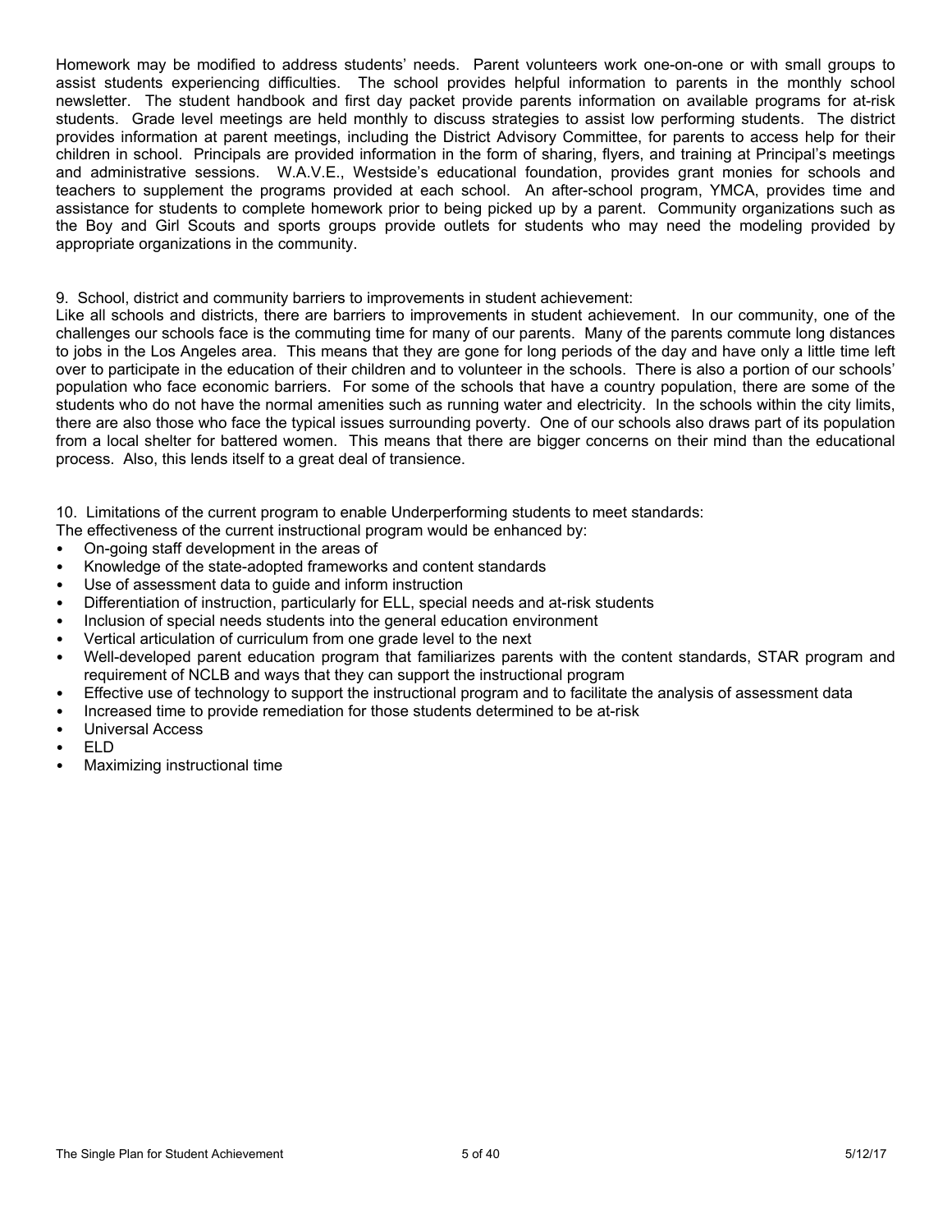Homework may be modified to address students' needs. Parent volunteers work one-on-one or with small groups to assist students experiencing difficulties. The school provides helpful information to parents in the monthly school newsletter. The student handbook and first day packet provide parents information on available programs for at-risk students. Grade level meetings are held monthly to discuss strategies to assist low performing students. The district provides information at parent meetings, including the District Advisory Committee, for parents to access help for their children in school. Principals are provided information in the form of sharing, flyers, and training at Principal's meetings and administrative sessions. W.A.V.E., Westside's educational foundation, provides grant monies for schools and teachers to supplement the programs provided at each school. An after-school program, YMCA, provides time and assistance for students to complete homework prior to being picked up by a parent. Community organizations such as the Boy and Girl Scouts and sports groups provide outlets for students who may need the modeling provided by appropriate organizations in the community.

9. School, district and community barriers to improvements in student achievement:

Like all schools and districts, there are barriers to improvements in student achievement. In our community, one of the challenges our schools face is the commuting time for many of our parents. Many of the parents commute long distances to jobs in the Los Angeles area. This means that they are gone for long periods of the day and have only a little time left over to participate in the education of their children and to volunteer in the schools. There is also a portion of our schools' population who face economic barriers. For some of the schools that have a country population, there are some of the students who do not have the normal amenities such as running water and electricity. In the schools within the city limits, there are also those who face the typical issues surrounding poverty. One of our schools also draws part of its population from a local shelter for battered women. This means that there are bigger concerns on their mind than the educational process. Also, this lends itself to a great deal of transience.

10. Limitations of the current program to enable Underperforming students to meet standards:

The effectiveness of the current instructional program would be enhanced by:

- On-going staff development in the areas of
- Knowledge of the state-adopted frameworks and content standards
- Use of assessment data to guide and inform instruction
- Differentiation of instruction, particularly for ELL, special needs and at-risk students
- Inclusion of special needs students into the general education environment
- Vertical articulation of curriculum from one grade level to the next
- Well-developed parent education program that familiarizes parents with the content standards, STAR program and requirement of NCLB and ways that they can support the instructional program
- Effective use of technology to support the instructional program and to facilitate the analysis of assessment data
- Increased time to provide remediation for those students determined to be at-risk
- Universal Access
- ELD
- Maximizing instructional time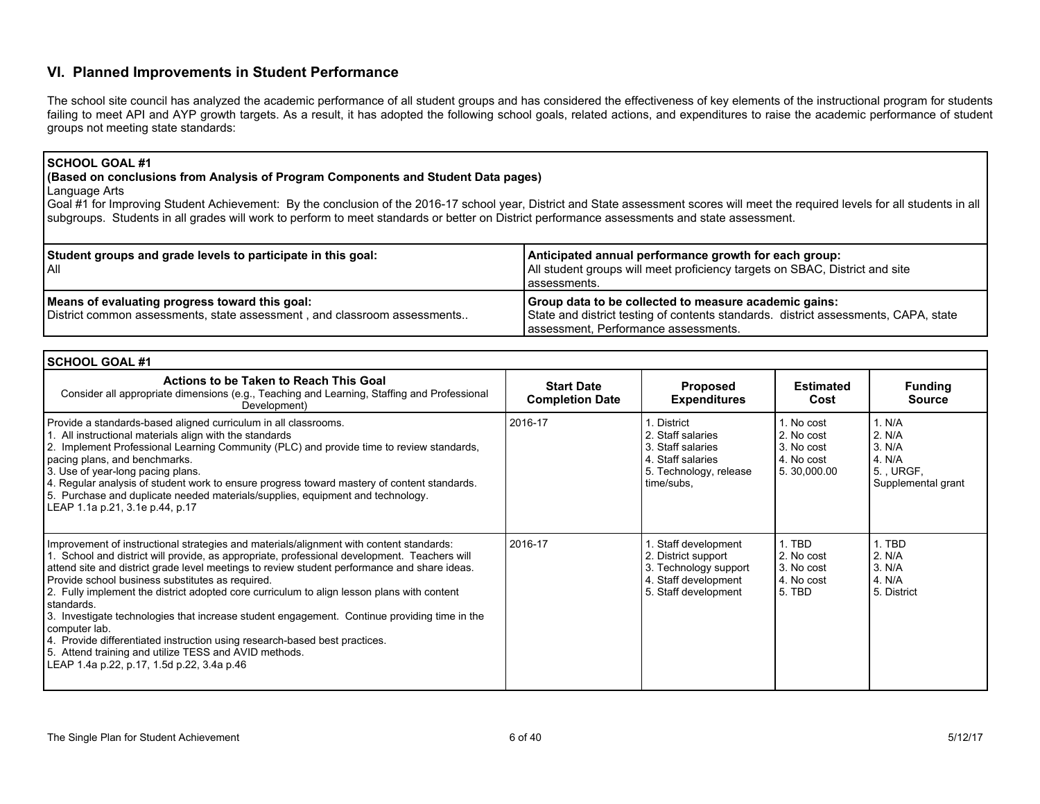## VI. Planned Improvements in Student Performance

The school site council has analyzed the academic performance of all student groups and has considered the effectiveness of key elements of the instructional program for students failing to meet API and AYP growth targets. As a result, it has adopted the following school goals, related actions, and expenditures to raise the academic performance of student groups not meeting state standards:

| **SCHOOL GOAL #1**<br>**(Based on conclusions from Analysis of Program Components and Student Data pages)**<br>Language Arts<br>Goal #1 for Improving Student Achievement: By the conclusion of the 2016-17 school year, District and State assessment scores will meet the required levels for all students in all subgroups. Students in all grades will work to perform to meet standards or better on District performance assessments and state assessment. | |
|---|---|
| **Student groups and grade levels to participate in this goal:**<br>All | **Anticipated annual performance growth for each group:**<br>All student groups will meet proficiency targets on SBAC, District and site assessments. |
| **Means of evaluating progress toward this goal:**<br>District common assessments, state assessment , and classroom assessments.. | **Group data to be collected to measure academic gains:**<br>State and district testing of contents standards. district assessments, CAPA, state assessment, Performance assessments. |

**SCHOOL GOAL #1**

| **Actions to be Taken to Reach This Goal**<br>Consider all appropriate dimensions (e.g., Teaching and Learning, Staffing and Professional Development) | **Start Date Completion Date** | **Proposed Expenditures** | **Estimated Cost** | **Funding Source** |
|---|---|---|---|---|
| Provide a standards-based aligned curriculum in all classrooms.<br>1. All instructional materials align with the standards<br>2. Implement Professional Learning Community (PLC) and provide time to review standards, pacing plans, and benchmarks.<br>3. Use of year-long pacing plans.<br>4. Regular analysis of student work to ensure progress toward mastery of content standards.<br>5. Purchase and duplicate needed materials/supplies, equipment and technology.<br>LEAP 1.1a p.21, 3.1e p.44, p.17 | 2016-17 | 1. District<br>2. Staff salaries<br>3. Staff salaries<br>4. Staff salaries<br>5. Technology, release time/subs, | 1. No cost<br>2. No cost<br>3. No cost<br>4. No cost<br>5. 30,000.00 | 1. N/A<br>2. N/A<br>3. N/A<br>4. N/A<br>5. , URGF, Supplemental grant |
| Improvement of instructional strategies and materials/alignment with content standards:<br>1. School and district will provide, as appropriate, professional development. Teachers will attend site and district grade level meetings to review student performance and share ideas. Provide school business substitutes as required.<br>2. Fully implement the district adopted core curriculum to align lesson plans with content standards.<br>3. Investigate technologies that increase student engagement. Continue providing time in the computer lab.<br>4. Provide differentiated instruction using research-based best practices.<br>5. Attend training and utilize TESS and AVID methods.<br>LEAP 1.4a p.22, p.17, 1.5d p.22, 3.4a p.46 | 2016-17 | 1. Staff development<br>2. District support<br>3. Technology support<br>4. Staff development<br>5. Staff development | 1. TBD<br>2. No cost<br>3. No cost<br>4. No cost<br>5. TBD | 1. TBD<br>2. N/A<br>3. N/A<br>4. N/A<br>5. District |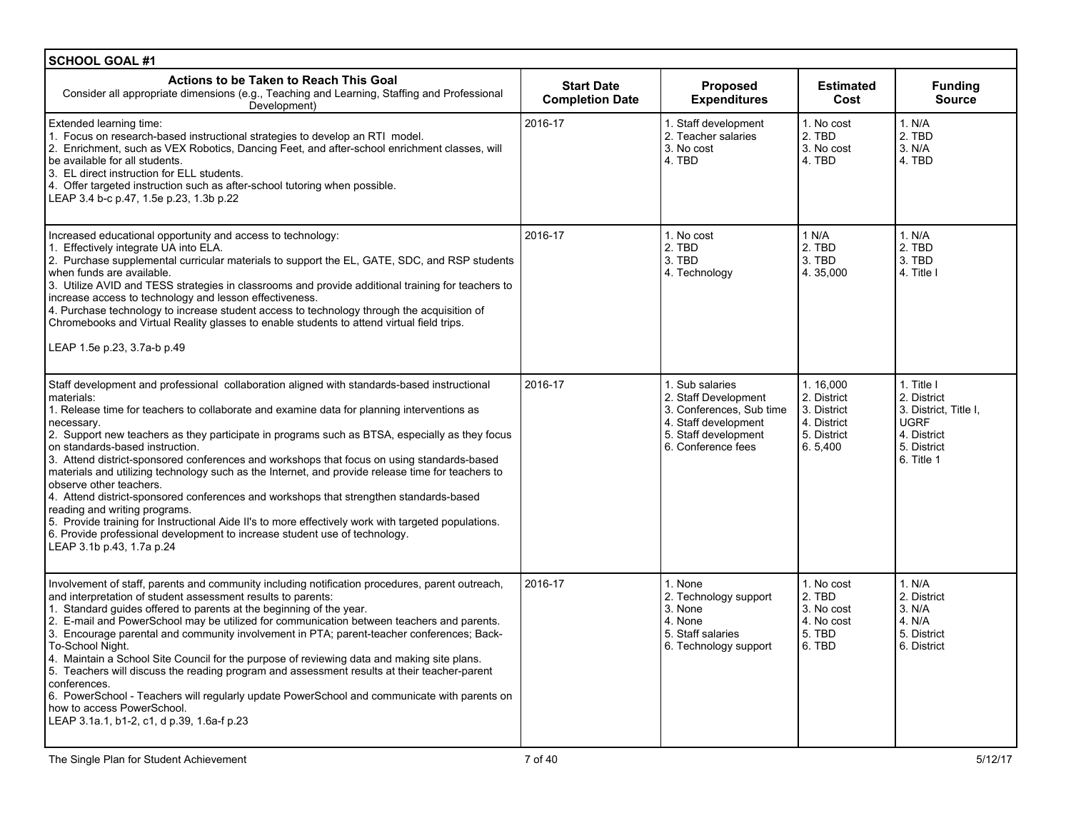## SCHOOL GOAL #1

| Actions to be Taken to Reach This Goal<br>Consider all appropriate dimensions (e.g., Teaching and Learning, Staffing and Professional Development) | Start Date<br>Completion Date | Proposed Expenditures | Estimated Cost | Funding Source |
|---|---|---|---|---|
| Extended learning time:<br>1. Focus on research-based instructional strategies to develop an RTI model.<br>2. Enrichment, such as VEX Robotics, Dancing Feet, and after-school enrichment classes, will be available for all students.<br>3. EL direct instruction for ELL students.<br>4. Offer targeted instruction such as after-school tutoring when possible.<br>LEAP 3.4 b-c p.47, 1.5e p.23, 1.3b p.22 | 2016-17 | 1. Staff development<br>2. Teacher salaries<br>3. No cost<br>4. TBD | 1. No cost<br>2. TBD<br>3. No cost<br>4. TBD | 1. N/A<br>2. TBD<br>3. N/A<br>4. TBD |
| Increased educational opportunity and access to technology:<br>1. Effectively integrate UA into ELA.<br>2. Purchase supplemental curricular materials to support the EL, GATE, SDC, and RSP students when funds are available.<br>3. Utilize AVID and TESS strategies in classrooms and provide additional training for teachers to increase access to technology and lesson effectiveness.<br>4. Purchase technology to increase student access to technology through the acquisition of Chromebooks and Virtual Reality glasses to enable students to attend virtual field trips.<br><br>LEAP 1.5e p.23, 3.7a-b p.49 | 2016-17 | 1. No cost<br>2. TBD<br>3. TBD<br>4. Technology | 1 N/A<br>2. TBD<br>3. TBD<br>4. 35,000 | 1. N/A<br>2. TBD<br>3. TBD<br>4. Title I |
| Staff development and professional collaboration aligned with standards-based instructional materials:<br>1. Release time for teachers to collaborate and examine data for planning interventions as necessary.<br>2. Support new teachers as they participate in programs such as BTSA, especially as they focus on standards-based instruction.<br>3. Attend district-sponsored conferences and workshops that focus on using standards-based materials and utilizing technology such as the Internet, and provide release time for teachers to observe other teachers.<br>4. Attend district-sponsored conferences and workshops that strengthen standards-based reading and writing programs.<br>5. Provide training for Instructional Aide II's to more effectively work with targeted populations.<br>6. Provide professional development to increase student use of technology.<br>LEAP 3.1b p.43, 1.7a p.24 | 2016-17 | 1. Sub salaries<br>2. Staff Development<br>3. Conferences, Sub time<br>4. Staff development<br>5. Staff development<br>6. Conference fees | 1. 16,000<br>2. District<br>3. District<br>4. District<br>5. District<br>6. 5,400 | 1. Title I<br>2. District<br>3. District, Title I, UGRF<br>4. District<br>5. District<br>6. Title 1 |
| Involvement of staff, parents and community including notification procedures, parent outreach, and interpretation of student assessment results to parents:<br>1. Standard guides offered to parents at the beginning of the year.<br>2. E-mail and PowerSchool may be utilized for communication between teachers and parents.<br>3. Encourage parental and community involvement in PTA; parent-teacher conferences; Back-To-School Night.<br>4. Maintain a School Site Council for the purpose of reviewing data and making site plans.<br>5. Teachers will discuss the reading program and assessment results at their teacher-parent conferences.<br>6. PowerSchool - Teachers will regularly update PowerSchool and communicate with parents on how to access PowerSchool.<br>LEAP 3.1a.1, b1-2, c1, d p.39, 1.6a-f p.23 | 2016-17 | 1. None<br>2. Technology support<br>3. None<br>4. None<br>5. Staff salaries<br>6. Technology support | 1. No cost<br>2. TBD<br>3. No cost<br>4. No cost<br>5. TBD<br>6. TBD | 1. N/A<br>2. District<br>3. N/A<br>4. N/A<br>5. District<br>6. District |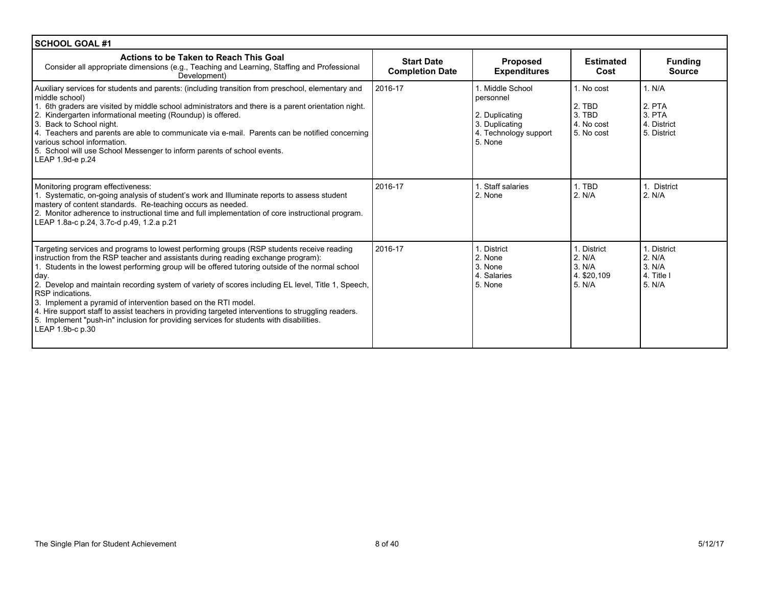| SCHOOL GOAL #1 | | | | |
|---|---|---|---|---|
| **Actions to be Taken to Reach This Goal**<br>Consider all appropriate dimensions (e.g., Teaching and Learning, Staffing and Professional Development) | **Start Date Completion Date** | **Proposed Expenditures** | **Estimated Cost** | **Funding Source** |
| Auxiliary services for students and parents: (including transition from preschool, elementary and middle school)<br>1. 6th graders are visited by middle school administrators and there is a parent orientation night.<br>2. Kindergarten informational meeting (Roundup) is offered.<br>3. Back to School night.<br>4. Teachers and parents are able to communicate via e-mail. Parents can be notified concerning various school information.<br>5. School will use School Messenger to inform parents of school events.<br>LEAP 1.9d-e p.24 | 2016-17 | 1. Middle School personnel<br>2. Duplicating<br>3. Duplicating<br>4. Technology support<br>5. None | 1. No cost<br>2. TBD<br>3. TBD<br>4. No cost<br>5. No cost | 1. N/A<br>2. PTA<br>3. PTA<br>4. District<br>5. District |
| Monitoring program effectiveness:<br>1. Systematic, on-going analysis of student's work and Illuminate reports to assess student mastery of content standards. Re-teaching occurs as needed.<br>2. Monitor adherence to instructional time and full implementation of core instructional program.<br>LEAP 1.8a-c p.24, 3.7c-d p.49, 1.2.a p.21 | 2016-17 | 1. Staff salaries<br>2. None | 1. TBD<br>2. N/A | 1. District<br>2. N/A |
| Targeting services and programs to lowest performing groups (RSP students receive reading instruction from the RSP teacher and assistants during reading exchange program):<br>1. Students in the lowest performing group will be offered tutoring outside of the normal school day.<br>2. Develop and maintain recording system of variety of scores including EL level, Title 1, Speech, RSP indications.<br>3. Implement a pyramid of intervention based on the RTI model.<br>4. Hire support staff to assist teachers in providing targeted interventions to struggling readers.<br>5. Implement "push-in" inclusion for providing services for students with disabilities.<br>LEAP 1.9b-c p.30 | 2016-17 | 1. District<br>2. None<br>3. None<br>4. Salaries<br>5. None | 1. District<br>2. N/A<br>3. N/A<br>4. $20,109<br>5. N/A | 1. District<br>2. N/A<br>3. N/A<br>4. Title I<br>5. N/A |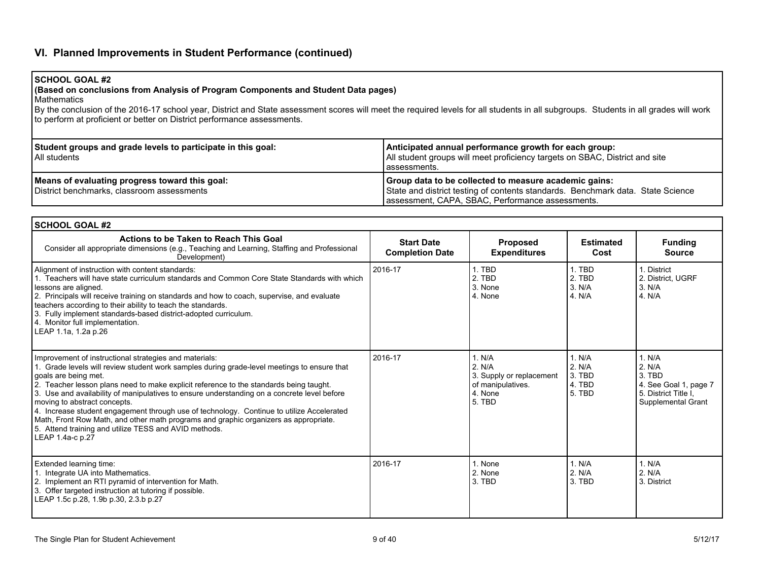## VI. Planned Improvements in Student Performance (continued)

**SCHOOL GOAL #2**
**(Based on conclusions from Analysis of Program Components and Student Data pages)**
Mathematics
By the conclusion of the 2016-17 school year, District and State assessment scores will meet the required levels for all students in all subgroups. Students in all grades will work to perform at proficient or better on District performance assessments.

| **Student groups and grade levels to participate in this goal:** All students | **Anticipated annual performance growth for each group:** All student groups will meet proficiency targets on SBAC, District and site assessments. |
|---|---|
| **Means of evaluating progress toward this goal:** District benchmarks, classroom assessments | **Group data to be collected to measure academic gains:** State and district testing of contents standards. Benchmark data. State Science assessment, CAPA, SBAC, Performance assessments. |

**SCHOOL GOAL #2**

| Actions to be Taken to Reach This Goal<br>Consider all appropriate dimensions (e.g., Teaching and Learning, Staffing and Professional Development) | Start Date<br>Completion Date | Proposed Expenditures | Estimated Cost | Funding Source |
|---|---|---|---|---|
| Alignment of instruction with content standards:<br>1. Teachers will have state curriculum standards and Common Core State Standards with which lessons are aligned.<br>2. Principals will receive training on standards and how to coach, supervise, and evaluate teachers according to their ability to teach the standards.<br>3. Fully implement standards-based district-adopted curriculum.<br>4. Monitor full implementation.<br>LEAP 1.1a, 1.2a p.26 | 2016-17 | 1. TBD<br>2. TBD<br>3. None<br>4. None | 1. TBD<br>2. TBD<br>3. N/A<br>4. N/A | 1. District<br>2. District, UGRF<br>3. N/A<br>4. N/A |
| Improvement of instructional strategies and materials:<br>1. Grade levels will review student work samples during grade-level meetings to ensure that goals are being met.<br>2. Teacher lesson plans need to make explicit reference to the standards being taught.<br>3. Use and availability of manipulatives to ensure understanding on a concrete level before moving to abstract concepts.<br>4. Increase student engagement through use of technology. Continue to utilize Accelerated Math, Front Row Math, and other math programs and graphic organizers as appropriate.<br>5. Attend training and utilize TESS and AVID methods.<br>LEAP 1.4a-c p.27 | 2016-17 | 1. N/A<br>2. N/A<br>3. Supply or replacement of manipulatives.<br>4. None<br>5. TBD | 1. N/A<br>2. N/A<br>3. TBD<br>4. TBD<br>5. TBD | 1. N/A<br>2. N/A<br>3. TBD<br>4. See Goal 1, page 7<br>5. District Title I, Supplemental Grant |
| Extended learning time:<br>1. Integrate UA into Mathematics.<br>2. Implement an RTI pyramid of intervention for Math.<br>3. Offer targeted instruction at tutoring if possible.<br>LEAP 1.5c p.28, 1.9b p.30, 2.3.b p.27 | 2016-17 | 1. None<br>2. None<br>3. TBD | 1. N/A<br>2. N/A<br>3. TBD | 1. N/A<br>2. N/A<br>3. District |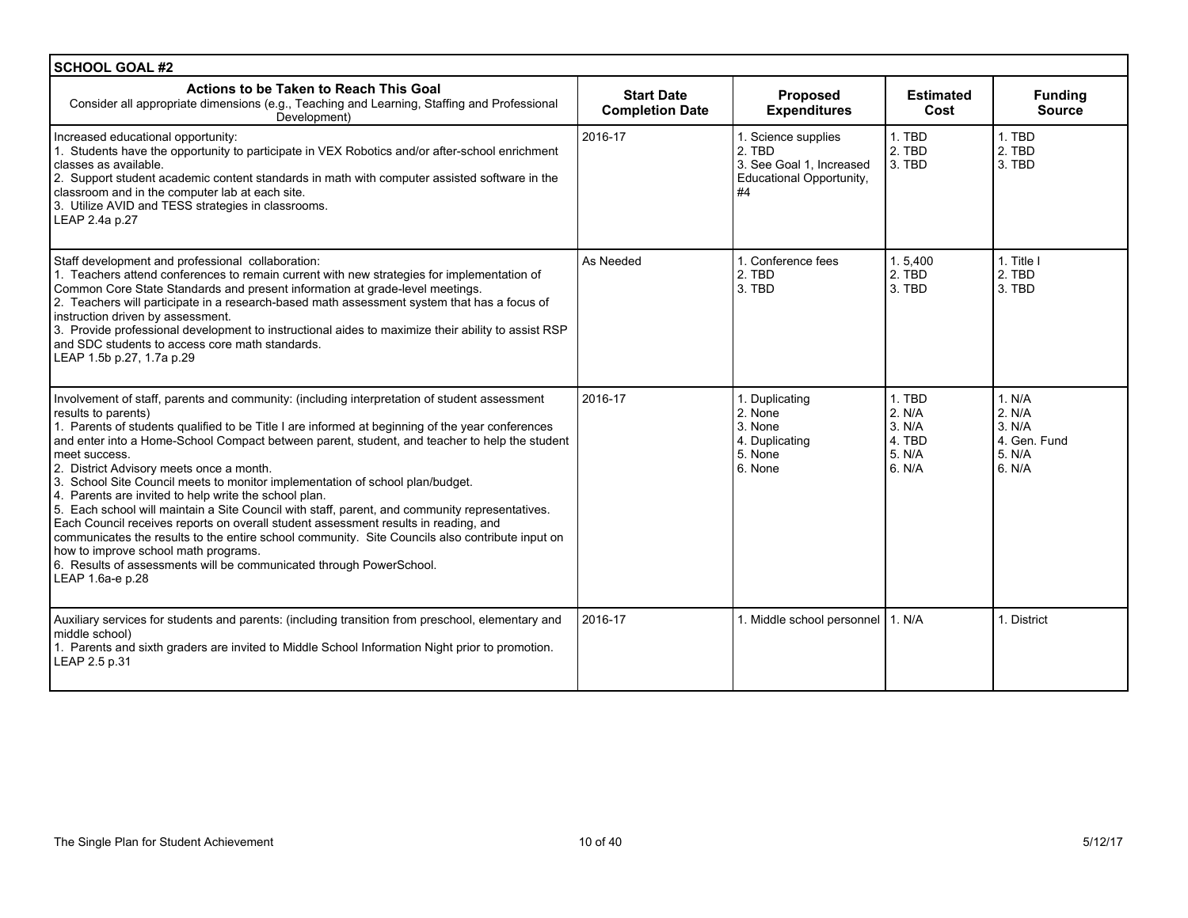| SCHOOL GOAL #2 | | | | |
|---|---|---|---|---|
| **Actions to be Taken to Reach This Goal**<br>Consider all appropriate dimensions (e.g., Teaching and Learning, Staffing and Professional Development) | **Start Date Completion Date** | **Proposed Expenditures** | **Estimated Cost** | **Funding Source** |
| Increased educational opportunity:<br>1. Students have the opportunity to participate in VEX Robotics and/or after-school enrichment classes as available.<br>2. Support student academic content standards in math with computer assisted software in the classroom and in the computer lab at each site.<br>3. Utilize AVID and TESS strategies in classrooms.<br>LEAP 2.4a p.27 | 2016-17 | 1. Science supplies<br>2. TBD<br>3. See Goal 1, Increased Educational Opportunity, #4 | 1. TBD<br>2. TBD<br>3. TBD | 1. TBD<br>2. TBD<br>3. TBD |
| Staff development and professional collaboration:<br>1. Teachers attend conferences to remain current with new strategies for implementation of Common Core State Standards and present information at grade-level meetings.<br>2. Teachers will participate in a research-based math assessment system that has a focus of instruction driven by assessment.<br>3. Provide professional development to instructional aides to maximize their ability to assist RSP and SDC students to access core math standards.<br>LEAP 1.5b p.27, 1.7a p.29 | As Needed | 1. Conference fees<br>2. TBD<br>3. TBD | 1. 5,400<br>2. TBD<br>3. TBD | 1. Title I<br>2. TBD<br>3. TBD |
| Involvement of staff, parents and community: (including interpretation of student assessment results to parents)<br>1. Parents of students qualified to be Title I are informed at beginning of the year conferences and enter into a Home-School Compact between parent, student, and teacher to help the student meet success.<br>2. District Advisory meets once a month.<br>3. School Site Council meets to monitor implementation of school plan/budget.<br>4. Parents are invited to help write the school plan.<br>5. Each school will maintain a Site Council with staff, parent, and community representatives. Each Council receives reports on overall student assessment results in reading, and communicates the results to the entire school community. Site Councils also contribute input on how to improve school math programs.<br>6. Results of assessments will be communicated through PowerSchool.<br>LEAP 1.6a-e p.28 | 2016-17 | 1. Duplicating<br>2. None<br>3. None<br>4. Duplicating<br>5. None<br>6. None | 1. TBD<br>2. N/A<br>3. N/A<br>4. TBD<br>5. N/A<br>6. N/A | 1. N/A<br>2. N/A<br>3. N/A<br>4. Gen. Fund<br>5. N/A<br>6. N/A |
| Auxiliary services for students and parents: (including transition from preschool, elementary and middle school)<br>1. Parents and sixth graders are invited to Middle School Information Night prior to promotion.<br>LEAP 2.5 p.31 | 2016-17 | 1. Middle school personnel | 1. N/A | 1. District |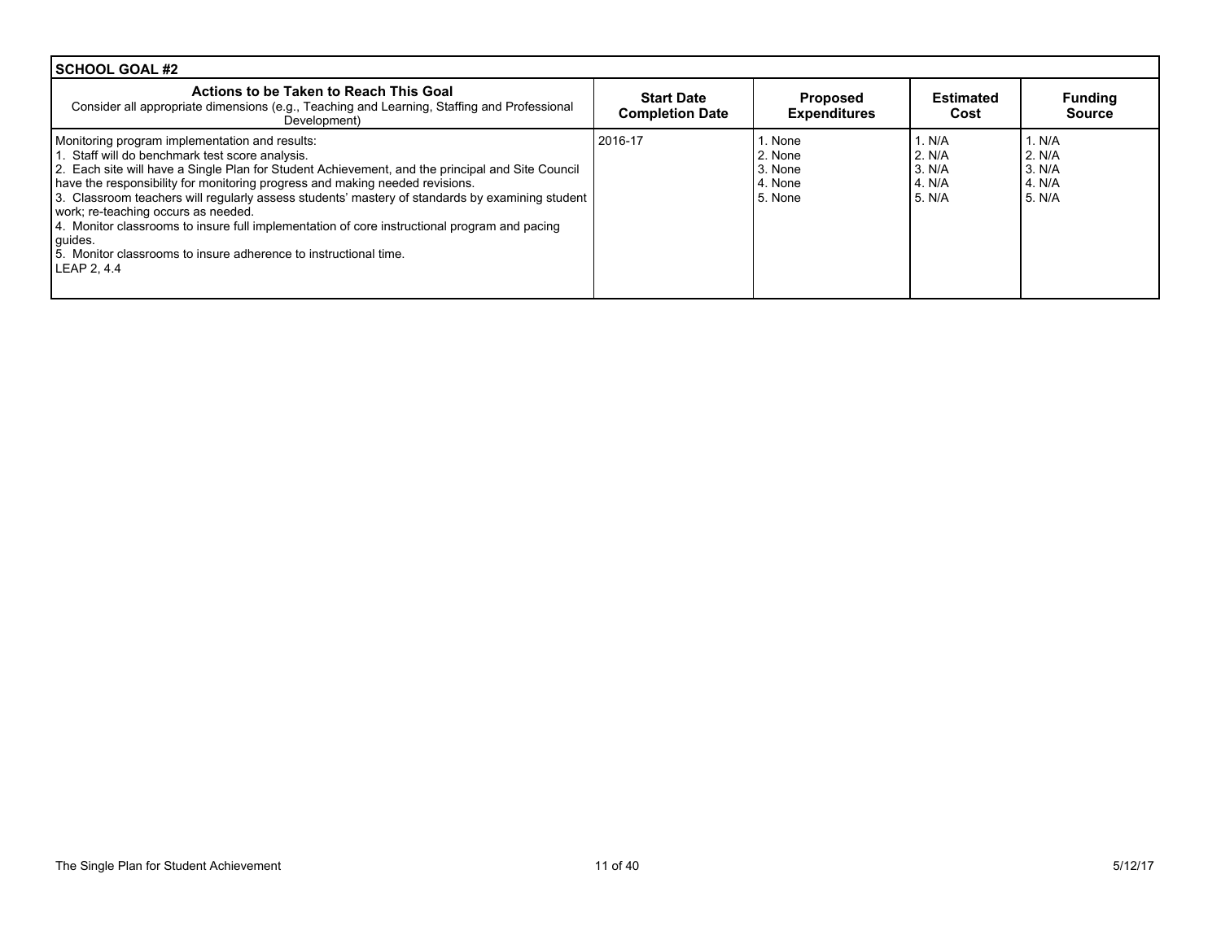| SCHOOL GOAL #2 | | | | |
|---|---|---|---|---|
| **Actions to be Taken to Reach This Goal**<br>Consider all appropriate dimensions (e.g., Teaching and Learning, Staffing and Professional Development) | **Start Date Completion Date** | **Proposed Expenditures** | **Estimated Cost** | **Funding Source** |
| Monitoring program implementation and results:<br>1. Staff will do benchmark test score analysis.<br>2. Each site will have a Single Plan for Student Achievement, and the principal and Site Council have the responsibility for monitoring progress and making needed revisions.<br>3. Classroom teachers will regularly assess students' mastery of standards by examining student work; re-teaching occurs as needed.<br>4. Monitor classrooms to insure full implementation of core instructional program and pacing guides.<br>5. Monitor classrooms to insure adherence to instructional time.<br>LEAP 2, 4.4 | 2016-17 | 1. None<br>2. None<br>3. None<br>4. None<br>5. None | 1. N/A<br>2. N/A<br>3. N/A<br>4. N/A<br>5. N/A | 1. N/A<br>2. N/A<br>3. N/A<br>4. N/A<br>5. N/A |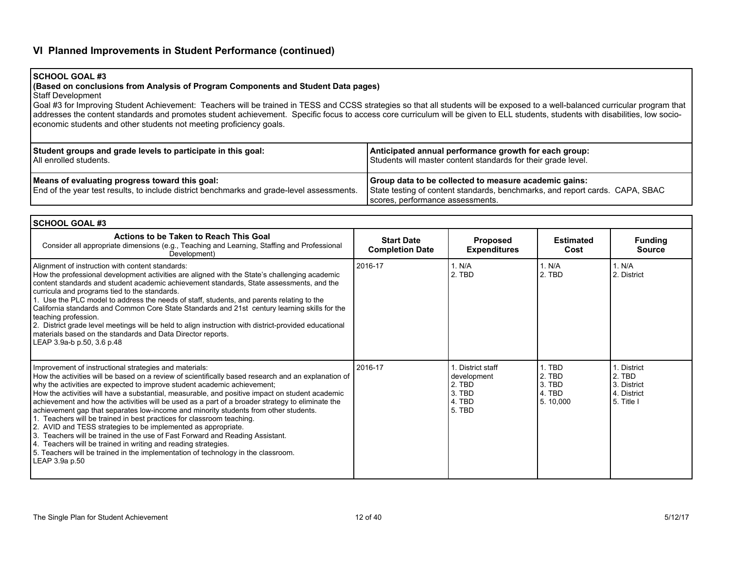## VI Planned Improvements in Student Performance (continued)

**SCHOOL GOAL #3**
**(Based on conclusions from Analysis of Program Components and Student Data pages)**
Staff Development
Goal #3 for Improving Student Achievement: Teachers will be trained in TESS and CCSS strategies so that all students will be exposed to a well-balanced curricular program that addresses the content standards and promotes student achievement. Specific focus to access core curriculum will be given to ELL students, students with disabilities, low socio-economic students and other students not meeting proficiency goals.

| **Student groups and grade levels to participate in this goal:** All enrolled students. | **Anticipated annual performance growth for each group:** Students will master content standards for their grade level. |
|---|---|
| **Means of evaluating progress toward this goal:** End of the year test results, to include district benchmarks and grade-level assessments. | **Group data to be collected to measure academic gains:** State testing of content standards, benchmarks, and report cards. CAPA, SBAC scores, performance assessments. |

**SCHOOL GOAL #3**

| **Actions to be Taken to Reach This Goal** Consider all appropriate dimensions (e.g., Teaching and Learning, Staffing and Professional Development) | **Start Date Completion Date** | **Proposed Expenditures** | **Estimated Cost** | **Funding Source** |
|---|---|---|---|---|
| Alignment of instruction with content standards:<br>How the professional development activities are aligned with the State's challenging academic content standards and student academic achievement standards, State assessments, and the curricula and programs tied to the standards.<br>1. Use the PLC model to address the needs of staff, students, and parents relating to the California standards and Common Core State Standards and 21st century learning skills for the teaching profession.<br>2. District grade level meetings will be held to align instruction with district-provided educational materials based on the standards and Data Director reports.<br>LEAP 3.9a-b p.50, 3.6 p.48 | 2016-17 | 1. N/A<br>2. TBD | 1. N/A<br>2. TBD | 1. N/A<br>2. District |
| Improvement of instructional strategies and materials:<br>How the activities will be based on a review of scientifically based research and an explanation of why the activities are expected to improve student academic achievement;<br>How the activities will have a substantial, measurable, and positive impact on student academic achievement and how the activities will be used as a part of a broader strategy to eliminate the achievement gap that separates low-income and minority students from other students.<br>1. Teachers will be trained in best practices for classroom teaching.<br>2. AVID and TESS strategies to be implemented as appropriate.<br>3. Teachers will be trained in the use of Fast Forward and Reading Assistant.<br>4. Teachers will be trained in writing and reading strategies.<br>5. Teachers will be trained in the implementation of technology in the classroom.<br>LEAP 3.9a p.50 | 2016-17 | 1. District staff development<br>2. TBD<br>3. TBD<br>4. TBD<br>5. TBD | 1. TBD<br>2. TBD<br>3. TBD<br>4. TBD<br>5. 10,000 | 1. District<br>2. TBD<br>3. District<br>4. District<br>5. Title I |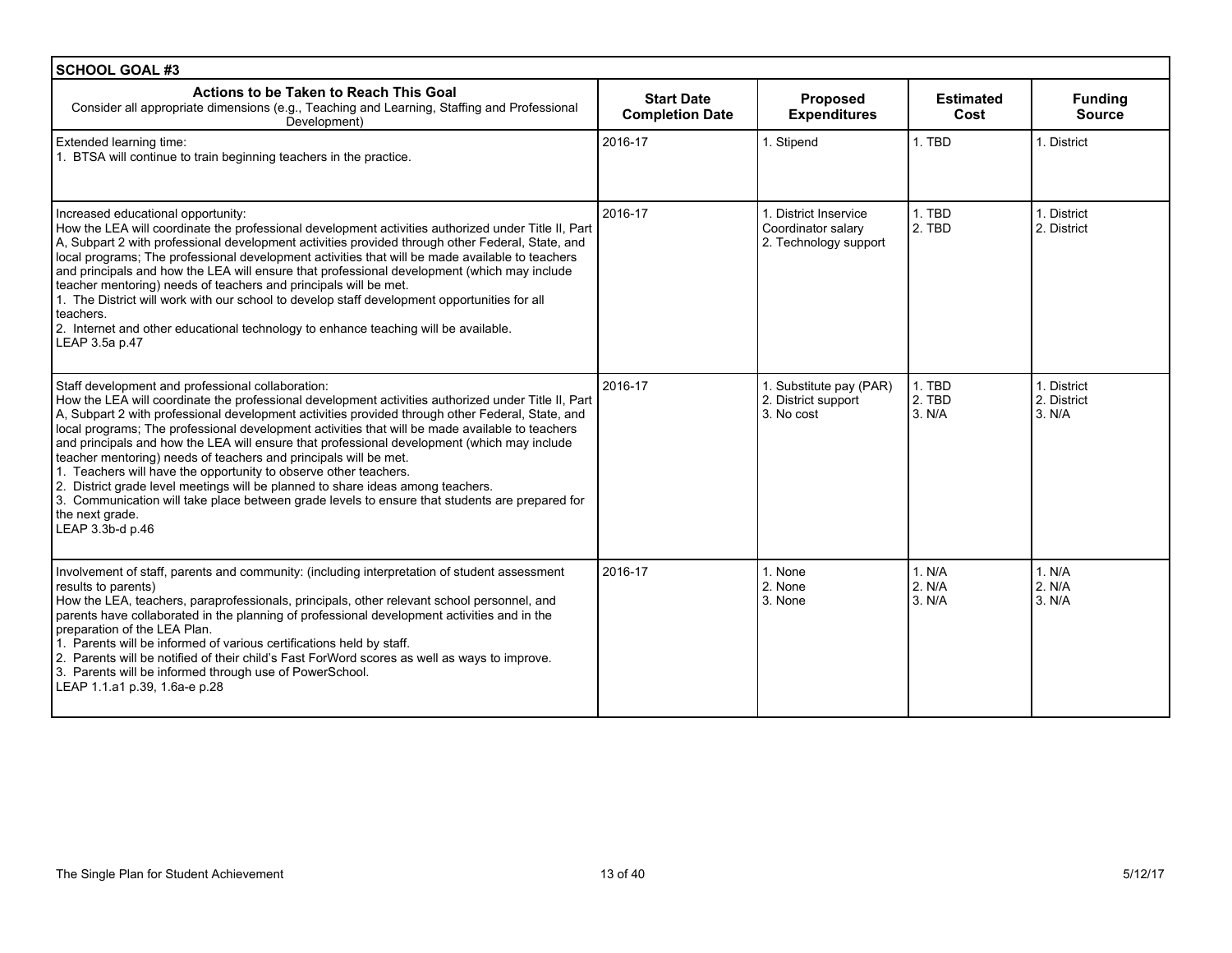| SCHOOL GOAL #3 | | | | |
|---|---|---|---|---|
| **Actions to be Taken to Reach This Goal**<br>Consider all appropriate dimensions (e.g., Teaching and Learning, Staffing and Professional Development) | **Start Date Completion Date** | **Proposed Expenditures** | **Estimated Cost** | **Funding Source** |
| Extended learning time:<br>1. BTSA will continue to train beginning teachers in the practice. | 2016-17 | 1. Stipend | 1. TBD | 1. District |
| Increased educational opportunity:<br>How the LEA will coordinate the professional development activities authorized under Title II, Part A, Subpart 2 with professional development activities provided through other Federal, State, and local programs; The professional development activities that will be made available to teachers and principals and how the LEA will ensure that professional development (which may include teacher mentoring) needs of teachers and principals will be met.<br>1. The District will work with our school to develop staff development opportunities for all teachers.<br>2. Internet and other educational technology to enhance teaching will be available.<br>LEAP 3.5a p.47 | 2016-17 | 1. District Inservice Coordinator salary<br>2. Technology support | 1. TBD<br>2. TBD | 1. District<br>2. District |
| Staff development and professional collaboration:<br>How the LEA will coordinate the professional development activities authorized under Title II, Part A, Subpart 2 with professional development activities provided through other Federal, State, and local programs; The professional development activities that will be made available to teachers and principals and how the LEA will ensure that professional development (which may include teacher mentoring) needs of teachers and principals will be met.<br>1. Teachers will have the opportunity to observe other teachers.<br>2. District grade level meetings will be planned to share ideas among teachers.<br>3. Communication will take place between grade levels to ensure that students are prepared for the next grade.<br>LEAP 3.3b-d p.46 | 2016-17 | 1. Substitute pay (PAR)<br>2. District support<br>3. No cost | 1. TBD<br>2. TBD<br>3. N/A | 1. District<br>2. District<br>3. N/A |
| Involvement of staff, parents and community: (including interpretation of student assessment results to parents)<br>How the LEA, teachers, paraprofessionals, principals, other relevant school personnel, and parents have collaborated in the planning of professional development activities and in the preparation of the LEA Plan.<br>1. Parents will be informed of various certifications held by staff.<br>2. Parents will be notified of their child's Fast ForWord scores as well as ways to improve.<br>3. Parents will be informed through use of PowerSchool.<br>LEAP 1.1.a1 p.39, 1.6a-e p.28 | 2016-17 | 1. None<br>2. None<br>3. None | 1. N/A<br>2. N/A<br>3. N/A | 1. N/A<br>2. N/A<br>3. N/A |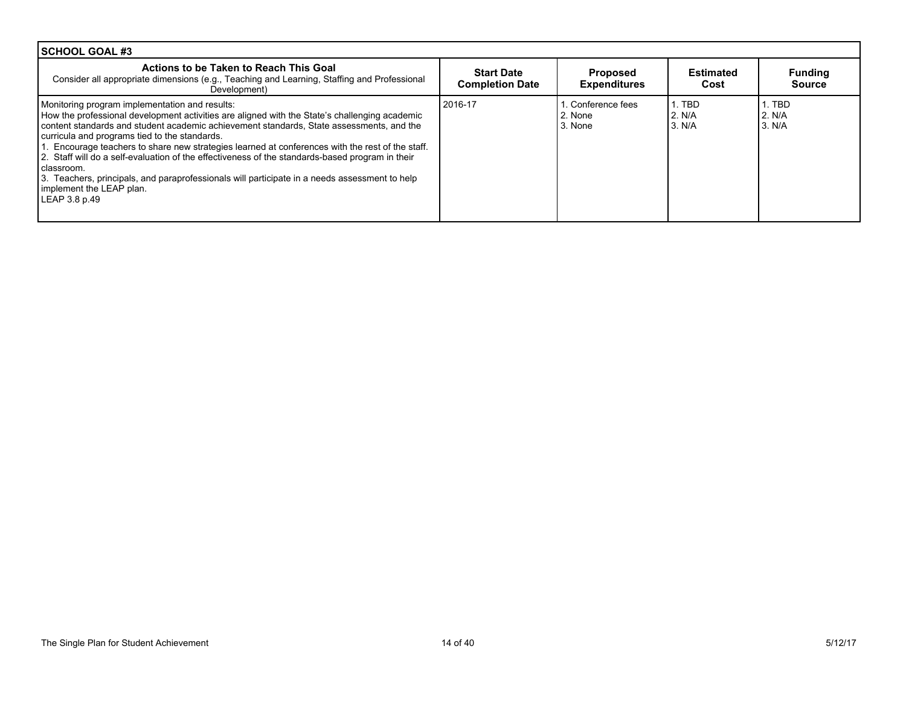| SCHOOL GOAL #3 | | | | |
|---|---|---|---|---|
| **Actions to be Taken to Reach This Goal**<br>Consider all appropriate dimensions (e.g., Teaching and Learning, Staffing and Professional Development) | **Start Date Completion Date** | **Proposed Expenditures** | **Estimated Cost** | **Funding Source** |
| Monitoring program implementation and results:<br>How the professional development activities are aligned with the State's challenging academic content standards and student academic achievement standards, State assessments, and the curricula and programs tied to the standards.<br>1. Encourage teachers to share new strategies learned at conferences with the rest of the staff.<br>2. Staff will do a self-evaluation of the effectiveness of the standards-based program in their classroom.<br>3. Teachers, principals, and paraprofessionals will participate in a needs assessment to help implement the LEAP plan.<br>LEAP 3.8 p.49 | 2016-17 | 1. Conference fees<br>2. None<br>3. None | 1. TBD<br>2. N/A<br>3. N/A | 1. TBD<br>2. N/A<br>3. N/A |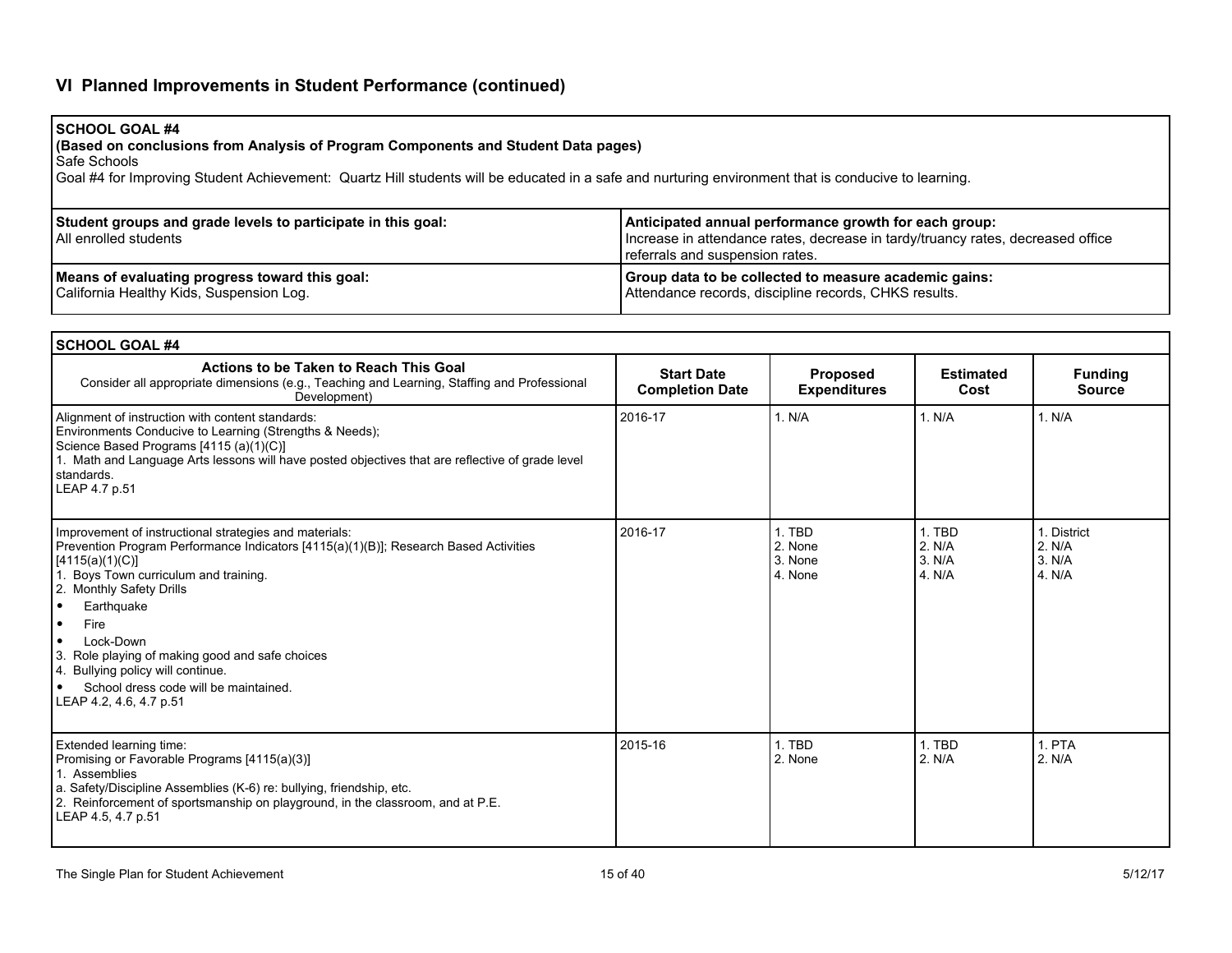## VI Planned Improvements in Student Performance (continued)

| **SCHOOL GOAL #4**<br>**(Based on conclusions from Analysis of Program Components and Student Data pages)**<br>Safe Schools<br>Goal #4 for Improving Student Achievement: Quartz Hill students will be educated in a safe and nurturing environment that is conducive to learning. | |
|---|---|
| **Student groups and grade levels to participate in this goal:**<br>All enrolled students | **Anticipated annual performance growth for each group:**<br>Increase in attendance rates, decrease in tardy/truancy rates, decreased office referrals and suspension rates. |
| **Means of evaluating progress toward this goal:**<br>California Healthy Kids, Suspension Log. | **Group data to be collected to measure academic gains:**<br>Attendance records, discipline records, CHKS results. |

**SCHOOL GOAL #4**

| **Actions to be Taken to Reach This Goal**<br>Consider all appropriate dimensions (e.g., Teaching and Learning, Staffing and Professional Development) | **Start Date Completion Date** | **Proposed Expenditures** | **Estimated Cost** | **Funding Source** |
|---|---|---|---|---|
| Alignment of instruction with content standards:<br>Environments Conducive to Learning (Strengths & Needs);<br>Science Based Programs [4115 (a)(1)(C)]<br>1. Math and Language Arts lessons will have posted objectives that are reflective of grade level standards.<br>LEAP 4.7 p.51 | 2016-17 | 1. N/A | 1. N/A | 1. N/A |
| Improvement of instructional strategies and materials:<br>Prevention Program Performance Indicators [4115(a)(1)(B)]; Research Based Activities [4115(a)(1)(C)]<br>1. Boys Town curriculum and training.<br>2. Monthly Safety Drills<br>• Earthquake<br>• Fire<br>• Lock-Down<br>3. Role playing of making good and safe choices<br>4. Bullying policy will continue.<br>• School dress code will be maintained.<br>LEAP 4.2, 4.6, 4.7 p.51 | 2016-17 | 1. TBD<br>2. None<br>3. None<br>4. None | 1. TBD<br>2. N/A<br>3. N/A<br>4. N/A | 1. District<br>2. N/A<br>3. N/A<br>4. N/A |
| Extended learning time:<br>Promising or Favorable Programs [4115(a)(3)]<br>1. Assemblies<br>a. Safety/Discipline Assemblies (K-6) re: bullying, friendship, etc.<br>2. Reinforcement of sportsmanship on playground, in the classroom, and at P.E.<br>LEAP 4.5, 4.7 p.51 | 2015-16 | 1. TBD<br>2. None | 1. TBD<br>2. N/A | 1. PTA<br>2. N/A |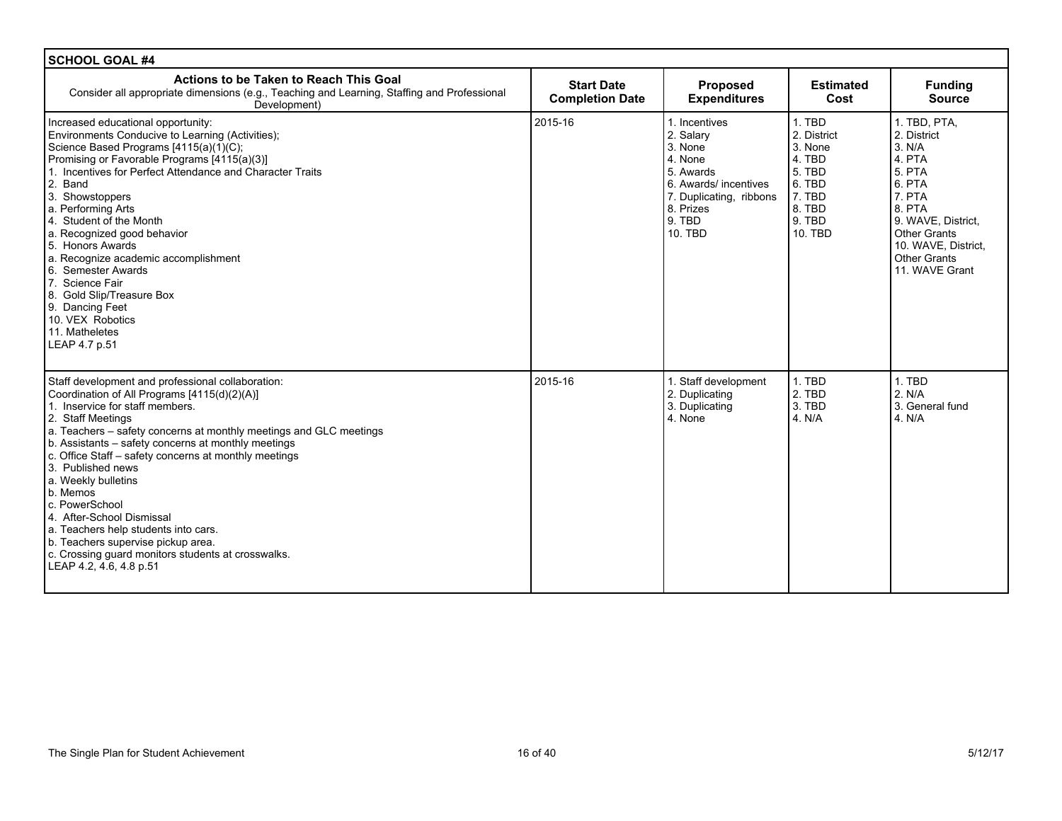| SCHOOL GOAL #4 | | | | |
|---|---|---|---|---|
| **Actions to be Taken to Reach This Goal**<br>Consider all appropriate dimensions (e.g., Teaching and Learning, Staffing and Professional Development) | **Start Date Completion Date** | **Proposed Expenditures** | **Estimated Cost** | **Funding Source** |
| Increased educational opportunity:<br>Environments Conducive to Learning (Activities);<br>Science Based Programs [4115(a)(1)(C);<br>Promising or Favorable Programs [4115(a)(3)]<br>1. Incentives for Perfect Attendance and Character Traits<br>2. Band<br>3. Showstoppers<br>a. Performing Arts<br>4. Student of the Month<br>a. Recognized good behavior<br>5. Honors Awards<br>a. Recognize academic accomplishment<br>6. Semester Awards<br>7. Science Fair<br>8. Gold Slip/Treasure Box<br>9. Dancing Feet<br>10. VEX Robotics<br>11. Matheletes<br>LEAP 4.7 p.51 | 2015-16 | 1. Incentives<br>2. Salary<br>3. None<br>4. None<br>5. Awards<br>6. Awards/ incentives<br>7. Duplicating, ribbons<br>8. Prizes<br>9. TBD<br>10. TBD | 1. TBD<br>2. District<br>3. None<br>4. TBD<br>5. TBD<br>6. TBD<br>7. TBD<br>8. TBD<br>9. TBD<br>10. TBD | 1. TBD, PTA,<br>2. District<br>3. N/A<br>4. PTA<br>5. PTA<br>6. PTA<br>7. PTA<br>8. PTA<br>9. WAVE, District, Other Grants<br>10. WAVE, District, Other Grants<br>11. WAVE Grant |
| Staff development and professional collaboration:<br>Coordination of All Programs [4115(d)(2)(A)]<br>1. Inservice for staff members.<br>2. Staff Meetings<br>a. Teachers – safety concerns at monthly meetings and GLC meetings<br>b. Assistants – safety concerns at monthly meetings<br>c. Office Staff – safety concerns at monthly meetings<br>3. Published news<br>a. Weekly bulletins<br>b. Memos<br>c. PowerSchool<br>4. After-School Dismissal<br>a. Teachers help students into cars.<br>b. Teachers supervise pickup area.<br>c. Crossing guard monitors students at crosswalks.<br>LEAP 4.2, 4.6, 4.8 p.51 | 2015-16 | 1. Staff development<br>2. Duplicating<br>3. Duplicating<br>4. None | 1. TBD<br>2. TBD<br>3. TBD<br>4. N/A | 1. TBD<br>2. N/A<br>3. General fund<br>4. N/A |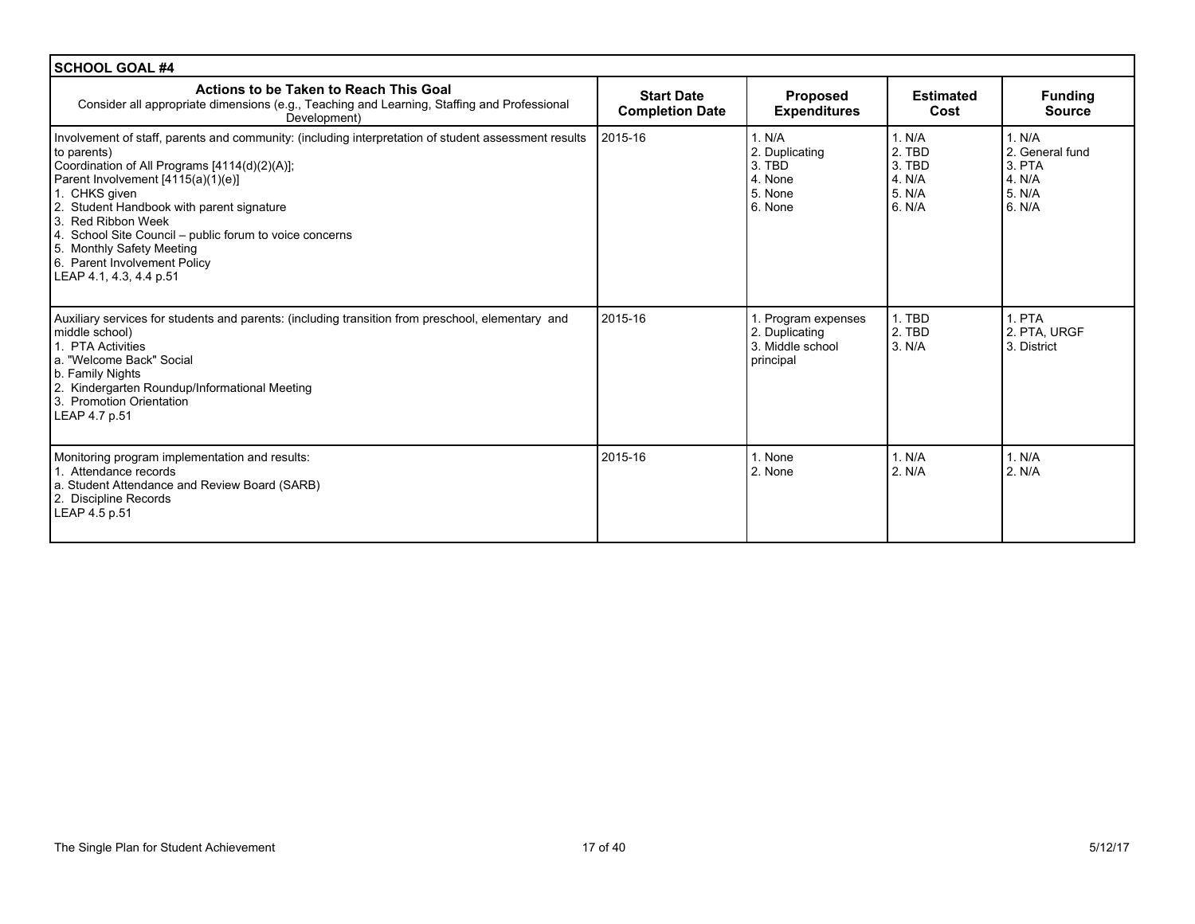| SCHOOL GOAL #4 | | | | |
|---|---|---|---|---|
| **Actions to be Taken to Reach This Goal**<br>Consider all appropriate dimensions (e.g., Teaching and Learning, Staffing and Professional Development) | **Start Date Completion Date** | **Proposed Expenditures** | **Estimated Cost** | **Funding Source** |
| Involvement of staff, parents and community: (including interpretation of student assessment results to parents)<br>Coordination of All Programs [4114(d)(2)(A)];<br>Parent Involvement [4115(a)(1)(e)]<br>1. CHKS given<br>2. Student Handbook with parent signature<br>3. Red Ribbon Week<br>4. School Site Council – public forum to voice concerns<br>5. Monthly Safety Meeting<br>6. Parent Involvement Policy<br>LEAP 4.1, 4.3, 4.4 p.51 | 2015-16 | 1. N/A<br>2. Duplicating<br>3. TBD<br>4. None<br>5. None<br>6. None | 1. N/A<br>2. TBD<br>3. TBD<br>4. N/A<br>5. N/A<br>6. N/A | 1. N/A<br>2. General fund<br>3. PTA<br>4. N/A<br>5. N/A<br>6. N/A |
| Auxiliary services for students and parents: (including transition from preschool, elementary and middle school)<br>1. PTA Activities<br>a. "Welcome Back" Social<br>b. Family Nights<br>2. Kindergarten Roundup/Informational Meeting<br>3. Promotion Orientation<br>LEAP 4.7 p.51 | 2015-16 | 1. Program expenses<br>2. Duplicating<br>3. Middle school principal | 1. TBD<br>2. TBD<br>3. N/A | 1. PTA<br>2. PTA, URGF<br>3. District |
| Monitoring program implementation and results:<br>1. Attendance records<br>a. Student Attendance and Review Board (SARB)<br>2. Discipline Records<br>LEAP 4.5 p.51 | 2015-16 | 1. None<br>2. None | 1. N/A<br>2. N/A | 1. N/A<br>2. N/A |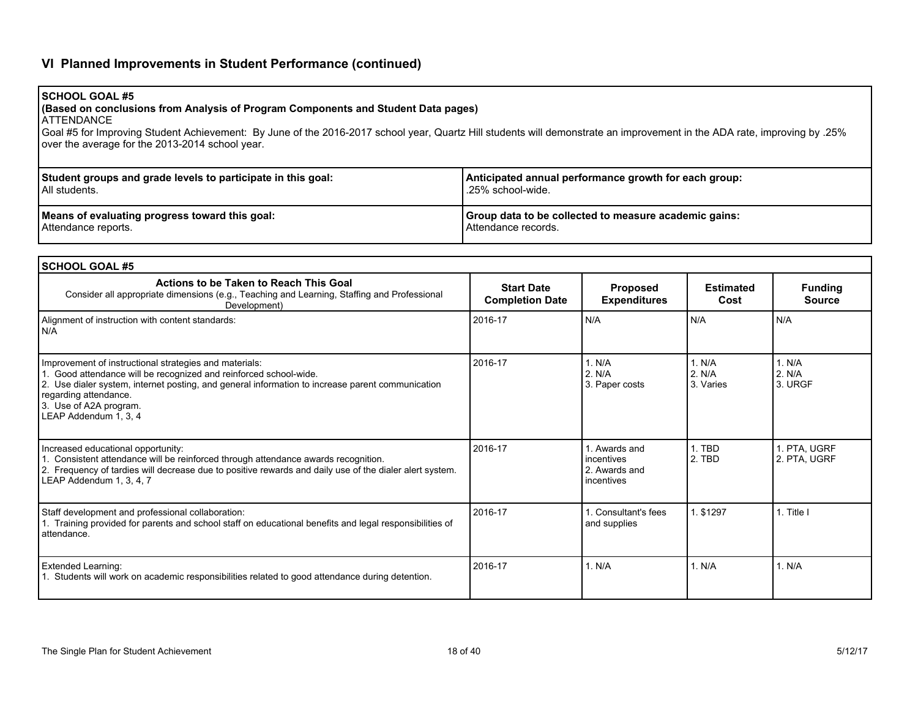## VI Planned Improvements in Student Performance (continued)

| **SCHOOL GOAL #5**<br>**(Based on conclusions from Analysis of Program Components and Student Data pages)**<br>ATTENDANCE<br>Goal #5 for Improving Student Achievement: By June of the 2016-2017 school year, Quartz Hill students will demonstrate an improvement in the ADA rate, improving by .25% over the average for the 2013-2014 school year. | |
|---|---|
| **Student groups and grade levels to participate in this goal:**<br>All students. | **Anticipated annual performance growth for each group:**<br>.25% school-wide. |
| **Means of evaluating progress toward this goal:**<br>Attendance reports. | **Group data to be collected to measure academic gains:**<br>Attendance records. |

**SCHOOL GOAL #5**

| **Actions to be Taken to Reach This Goal**<br>Consider all appropriate dimensions (e.g., Teaching and Learning, Staffing and Professional Development) | **Start Date Completion Date** | **Proposed Expenditures** | **Estimated Cost** | **Funding Source** |
|---|---|---|---|---|
| Alignment of instruction with content standards:<br>N/A | 2016-17 | N/A | N/A | N/A |
| Improvement of instructional strategies and materials:<br>1. Good attendance will be recognized and reinforced school-wide.<br>2. Use dialer system, internet posting, and general information to increase parent communication regarding attendance.<br>3. Use of A2A program.<br>LEAP Addendum 1, 3, 4 | 2016-17 | 1. N/A<br>2. N/A<br>3. Paper costs | 1. N/A<br>2. N/A<br>3. Varies | 1. N/A<br>2. N/A<br>3. URGF |
| Increased educational opportunity:<br>1. Consistent attendance will be reinforced through attendance awards recognition.<br>2. Frequency of tardies will decrease due to positive rewards and daily use of the dialer alert system.<br>LEAP Addendum 1, 3, 4, 7 | 2016-17 | 1. Awards and incentives<br>2. Awards and incentives | 1. TBD<br>2. TBD | 1. PTA, UGRF<br>2. PTA, UGRF |
| Staff development and professional collaboration:<br>1. Training provided for parents and school staff on educational benefits and legal responsibilities of attendance. | 2016-17 | 1. Consultant's fees and supplies | 1. $1297 | 1. Title I |
| Extended Learning:<br>1. Students will work on academic responsibilities related to good attendance during detention. | 2016-17 | 1. N/A | 1. N/A | 1. N/A |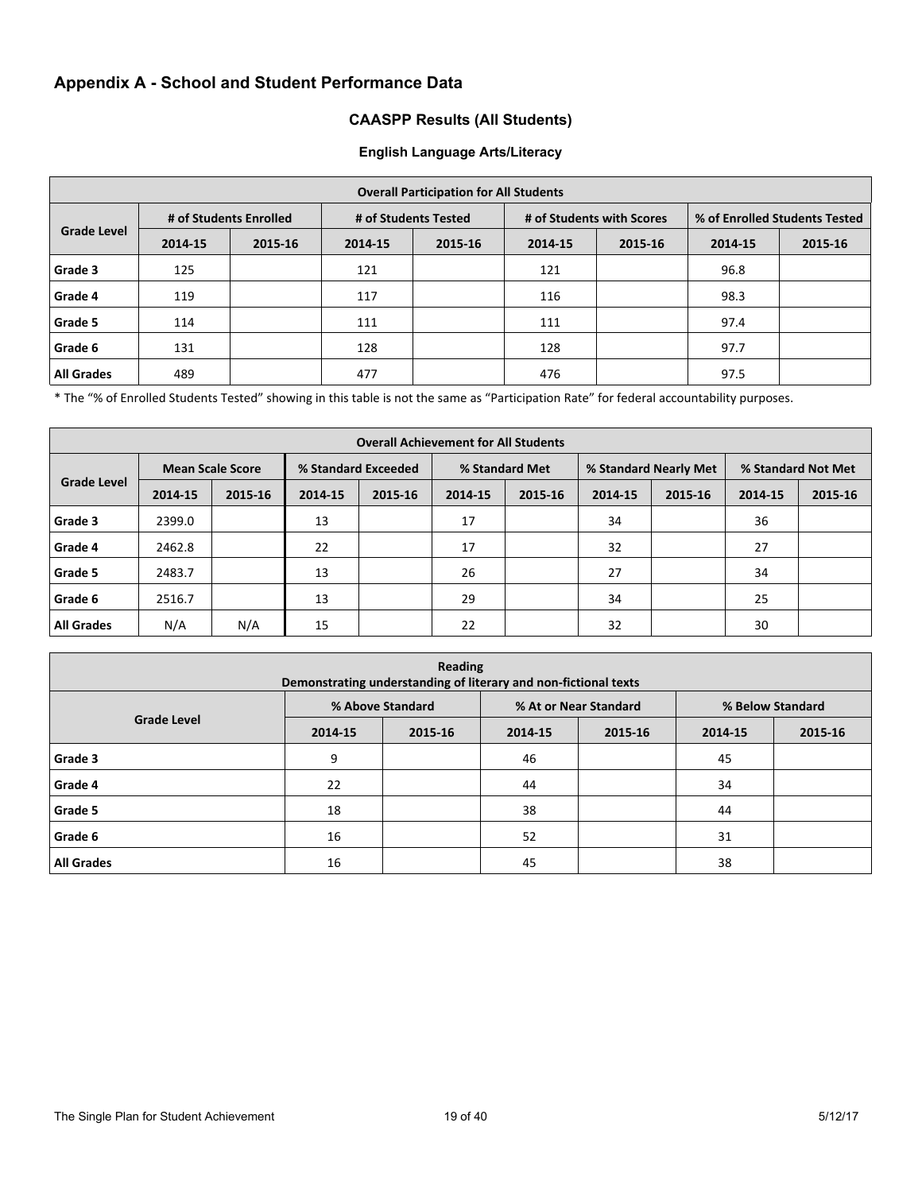## Appendix A - School and Student Performance Data

### CAASPP Results (All Students)

#### English Language Arts/Literacy

| Overall Participation for All Students | | | | | | | | |
|---|---|---|---|---|---|---|---|---|
| Grade Level | # of Students Enrolled | | # of Students Tested | | # of Students with Scores | | % of Enrolled Students Tested | |
| | 2014-15 | 2015-16 | 2014-15 | 2015-16 | 2014-15 | 2015-16 | 2014-15 | 2015-16 |
| Grade 3 | 125 | | 121 | | 121 | | 96.8 | |
| Grade 4 | 119 | | 117 | | 116 | | 98.3 | |
| Grade 5 | 114 | | 111 | | 111 | | 97.4 | |
| Grade 6 | 131 | | 128 | | 128 | | 97.7 | |
| All Grades | 489 | | 477 | | 476 | | 97.5 | |

* The "% of Enrolled Students Tested" showing in this table is not the same as "Participation Rate" for federal accountability purposes.

| Overall Achievement for All Students | | | | | | | | | | |
|---|---|---|---|---|---|---|---|---|---|---|
| Grade Level | Mean Scale Score | | % Standard Exceeded | | % Standard Met | | % Standard Nearly Met | | % Standard Not Met | |
| | 2014-15 | 2015-16 | 2014-15 | 2015-16 | 2014-15 | 2015-16 | 2014-15 | 2015-16 | 2014-15 | 2015-16 |
| Grade 3 | 2399.0 | | 13 | | 17 | | 34 | | 36 | |
| Grade 4 | 2462.8 | | 22 | | 17 | | 32 | | 27 | |
| Grade 5 | 2483.7 | | 13 | | 26 | | 27 | | 34 | |
| Grade 6 | 2516.7 | | 13 | | 29 | | 34 | | 25 | |
| All Grades | N/A | N/A | 15 | | 22 | | 32 | | 30 | |

| Reading<br>Demonstrating understanding of literary and non-fictional texts | | | | | | |
|---|---|---|---|---|---|---|
| Grade Level | % Above Standard | | % At or Near Standard | | % Below Standard | |
| | 2014-15 | 2015-16 | 2014-15 | 2015-16 | 2014-15 | 2015-16 |
| Grade 3 | 9 | | 46 | | 45 | |
| Grade 4 | 22 | | 44 | | 34 | |
| Grade 5 | 18 | | 38 | | 44 | |
| Grade 6 | 16 | | 52 | | 31 | |
| All Grades | 16 | | 45 | | 38 | |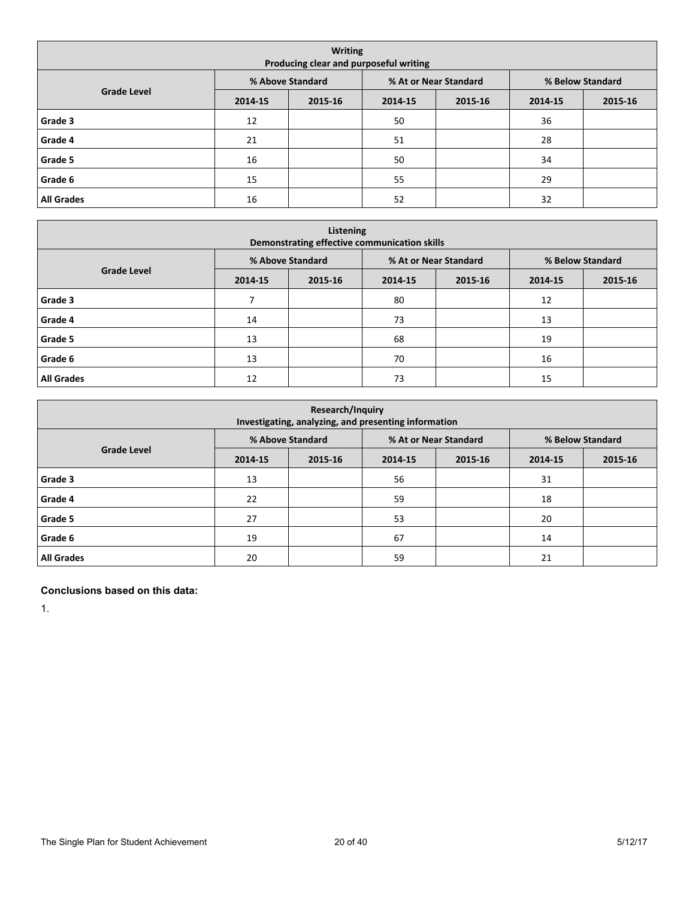| Writing<br>Producing clear and purposeful writing | | | | | | |
|---|---|---|---|---|---|---|
| Grade Level | % Above Standard | | % At or Near Standard | | % Below Standard | |
| | 2014-15 | 2015-16 | 2014-15 | 2015-16 | 2014-15 | 2015-16 |
| Grade 3 | 12 | | 50 | | 36 | |
| Grade 4 | 21 | | 51 | | 28 | |
| Grade 5 | 16 | | 50 | | 34 | |
| Grade 6 | 15 | | 55 | | 29 | |
| All Grades | 16 | | 52 | | 32 | |

| Listening<br>Demonstrating effective communication skills | | | | | | |
|---|---|---|---|---|---|---|
| Grade Level | % Above Standard | | % At or Near Standard | | % Below Standard | |
| | 2014-15 | 2015-16 | 2014-15 | 2015-16 | 2014-15 | 2015-16 |
| Grade 3 | 7 | | 80 | | 12 | |
| Grade 4 | 14 | | 73 | | 13 | |
| Grade 5 | 13 | | 68 | | 19 | |
| Grade 6 | 13 | | 70 | | 16 | |
| All Grades | 12 | | 73 | | 15 | |

| Research/Inquiry<br>Investigating, analyzing, and presenting information | | | | | | |
|---|---|---|---|---|---|---|
| Grade Level | % Above Standard | | % At or Near Standard | | % Below Standard | |
| | 2014-15 | 2015-16 | 2014-15 | 2015-16 | 2014-15 | 2015-16 |
| Grade 3 | 13 | | 56 | | 31 | |
| Grade 4 | 22 | | 59 | | 18 | |
| Grade 5 | 27 | | 53 | | 20 | |
| Grade 6 | 19 | | 67 | | 14 | |
| All Grades | 20 | | 59 | | 21 | |

**Conclusions based on this data:**

1.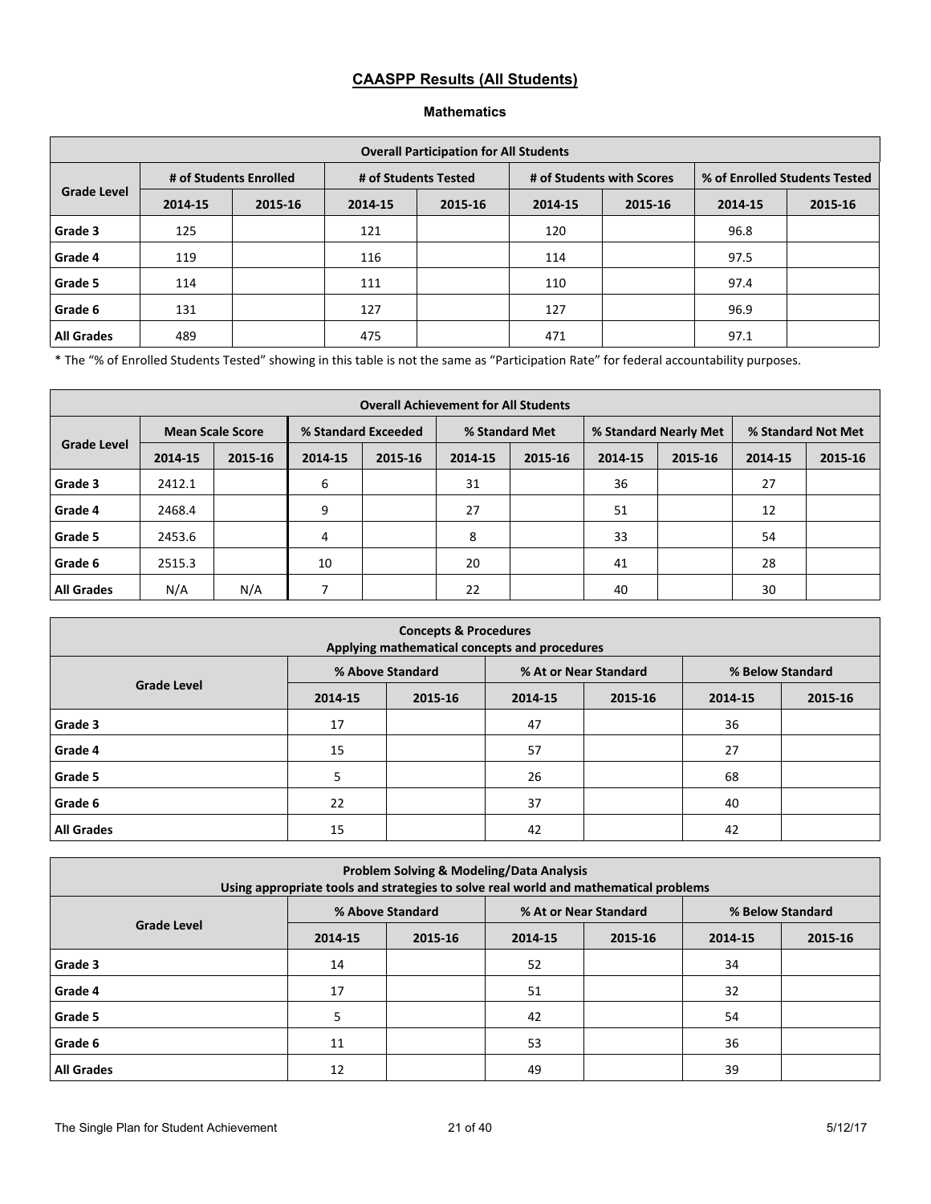## CAASPP Results (All Students)

### Mathematics

| Overall Participation for All Students | | | | | | | | |
|---|---|---|---|---|---|---|---|---|
| Grade Level | # of Students Enrolled | | # of Students Tested | | # of Students with Scores | | % of Enrolled Students Tested | |
| | 2014-15 | 2015-16 | 2014-15 | 2015-16 | 2014-15 | 2015-16 | 2014-15 | 2015-16 |
| Grade 3 | 125 | | 121 | | 120 | | 96.8 | |
| Grade 4 | 119 | | 116 | | 114 | | 97.5 | |
| Grade 5 | 114 | | 111 | | 110 | | 97.4 | |
| Grade 6 | 131 | | 127 | | 127 | | 96.9 | |
| All Grades | 489 | | 475 | | 471 | | 97.1 | |

* The "% of Enrolled Students Tested" showing in this table is not the same as "Participation Rate" for federal accountability purposes.

| Overall Achievement for All Students | | | | | | | | | | |
|---|---|---|---|---|---|---|---|---|---|---|
| Grade Level | Mean Scale Score | | % Standard Exceeded | | % Standard Met | | % Standard Nearly Met | | % Standard Not Met | |
| | 2014-15 | 2015-16 | 2014-15 | 2015-16 | 2014-15 | 2015-16 | 2014-15 | 2015-16 | 2014-15 | 2015-16 |
| Grade 3 | 2412.1 | | 6 | | 31 | | 36 | | 27 | |
| Grade 4 | 2468.4 | | 9 | | 27 | | 51 | | 12 | |
| Grade 5 | 2453.6 | | 4 | | 8 | | 33 | | 54 | |
| Grade 6 | 2515.3 | | 10 | | 20 | | 41 | | 28 | |
| All Grades | N/A | N/A | 7 | | 22 | | 40 | | 30 | |

| Concepts & Procedures<br>Applying mathematical concepts and procedures | | | | | | |
|---|---|---|---|---|---|---|
| Grade Level | % Above Standard | | % At or Near Standard | | % Below Standard | |
| | 2014-15 | 2015-16 | 2014-15 | 2015-16 | 2014-15 | 2015-16 |
| Grade 3 | 17 | | 47 | | 36 | |
| Grade 4 | 15 | | 57 | | 27 | |
| Grade 5 | 5 | | 26 | | 68 | |
| Grade 6 | 22 | | 37 | | 40 | |
| All Grades | 15 | | 42 | | 42 | |

| Problem Solving & Modeling/Data Analysis<br>Using appropriate tools and strategies to solve real world and mathematical problems | | | | | | |
|---|---|---|---|---|---|---|
| Grade Level | % Above Standard | | % At or Near Standard | | % Below Standard | |
| | 2014-15 | 2015-16 | 2014-15 | 2015-16 | 2014-15 | 2015-16 |
| Grade 3 | 14 | | 52 | | 34 | |
| Grade 4 | 17 | | 51 | | 32 | |
| Grade 5 | 5 | | 42 | | 54 | |
| Grade 6 | 11 | | 53 | | 36 | |
| All Grades | 12 | | 49 | | 39 | |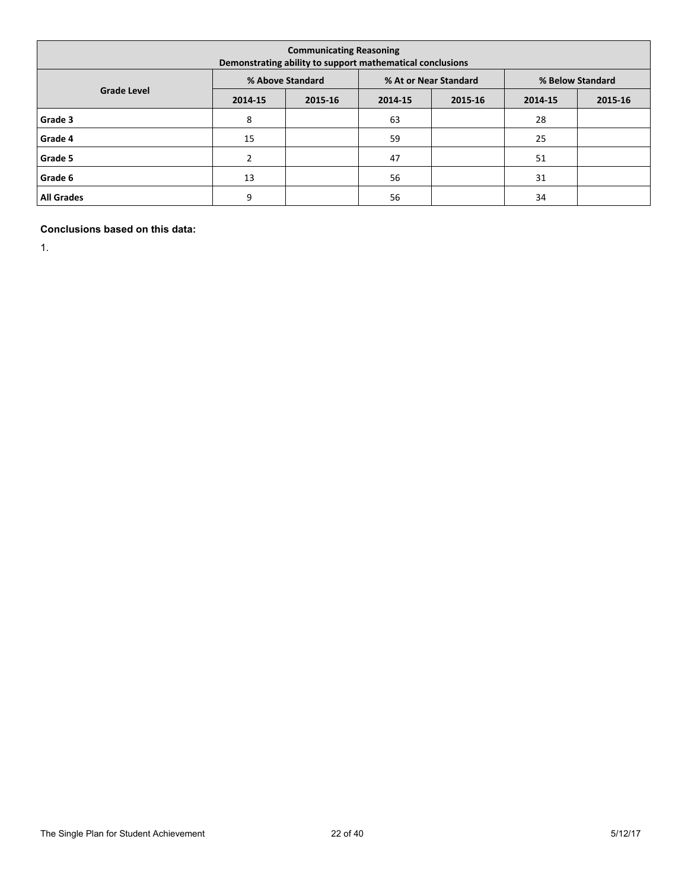| Communicating Reasoning<br>Demonstrating ability to support mathematical conclusions | | | | | | |
|---|---|---|---|---|---|---|
| Grade Level | % Above Standard | | % At or Near Standard | | % Below Standard | |
| | 2014-15 | 2015-16 | 2014-15 | 2015-16 | 2014-15 | 2015-16 |
| Grade 3 | 8 | | 63 | | 28 | |
| Grade 4 | 15 | | 59 | | 25 | |
| Grade 5 | 2 | | 47 | | 51 | |
| Grade 6 | 13 | | 56 | | 31 | |
| All Grades | 9 | | 56 | | 34 | |

**Conclusions based on this data:**

1.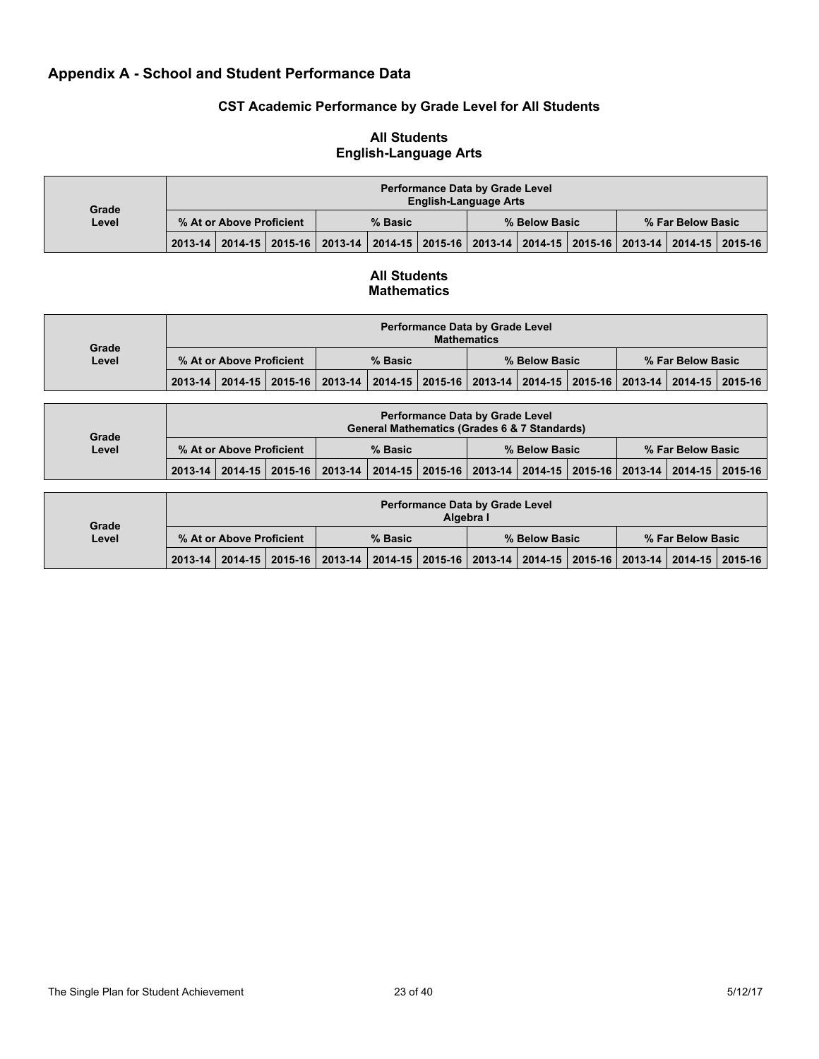## Appendix A - School and Student Performance Data

### CST Academic Performance by Grade Level for All Students

**All Students**
**English-Language Arts**

| Grade Level | Performance Data by Grade Level English-Language Arts | | | | | | | | | | | |
|---|---|---|---|---|---|---|---|---|---|---|---|---|
| | % At or Above Proficient | | | % Basic | | | % Below Basic | | | % Far Below Basic | | |
| | 2013-14 | 2014-15 | 2015-16 | 2013-14 | 2014-15 | 2015-16 | 2013-14 | 2014-15 | 2015-16 | 2013-14 | 2014-15 | 2015-16 |

**All Students**
**Mathematics**

| Grade Level | Performance Data by Grade Level Mathematics | | | | | | | | | | | |
|---|---|---|---|---|---|---|---|---|---|---|---|---|
| | % At or Above Proficient | | | % Basic | | | % Below Basic | | | % Far Below Basic | | |
| | 2013-14 | 2014-15 | 2015-16 | 2013-14 | 2014-15 | 2015-16 | 2013-14 | 2014-15 | 2015-16 | 2013-14 | 2014-15 | 2015-16 |

| Grade Level | Performance Data by Grade Level General Mathematics (Grades 6 & 7 Standards) | | | | | | | | | | | |
|---|---|---|---|---|---|---|---|---|---|---|---|---|
| | % At or Above Proficient | | | % Basic | | | % Below Basic | | | % Far Below Basic | | |
| | 2013-14 | 2014-15 | 2015-16 | 2013-14 | 2014-15 | 2015-16 | 2013-14 | 2014-15 | 2015-16 | 2013-14 | 2014-15 | 2015-16 |

| Grade Level | Performance Data by Grade Level Algebra I | | | | | | | | | | | |
|---|---|---|---|---|---|---|---|---|---|---|---|---|
| | % At or Above Proficient | | | % Basic | | | % Below Basic | | | % Far Below Basic | | |
| | 2013-14 | 2014-15 | 2015-16 | 2013-14 | 2014-15 | 2015-16 | 2013-14 | 2014-15 | 2015-16 | 2013-14 | 2014-15 | 2015-16 |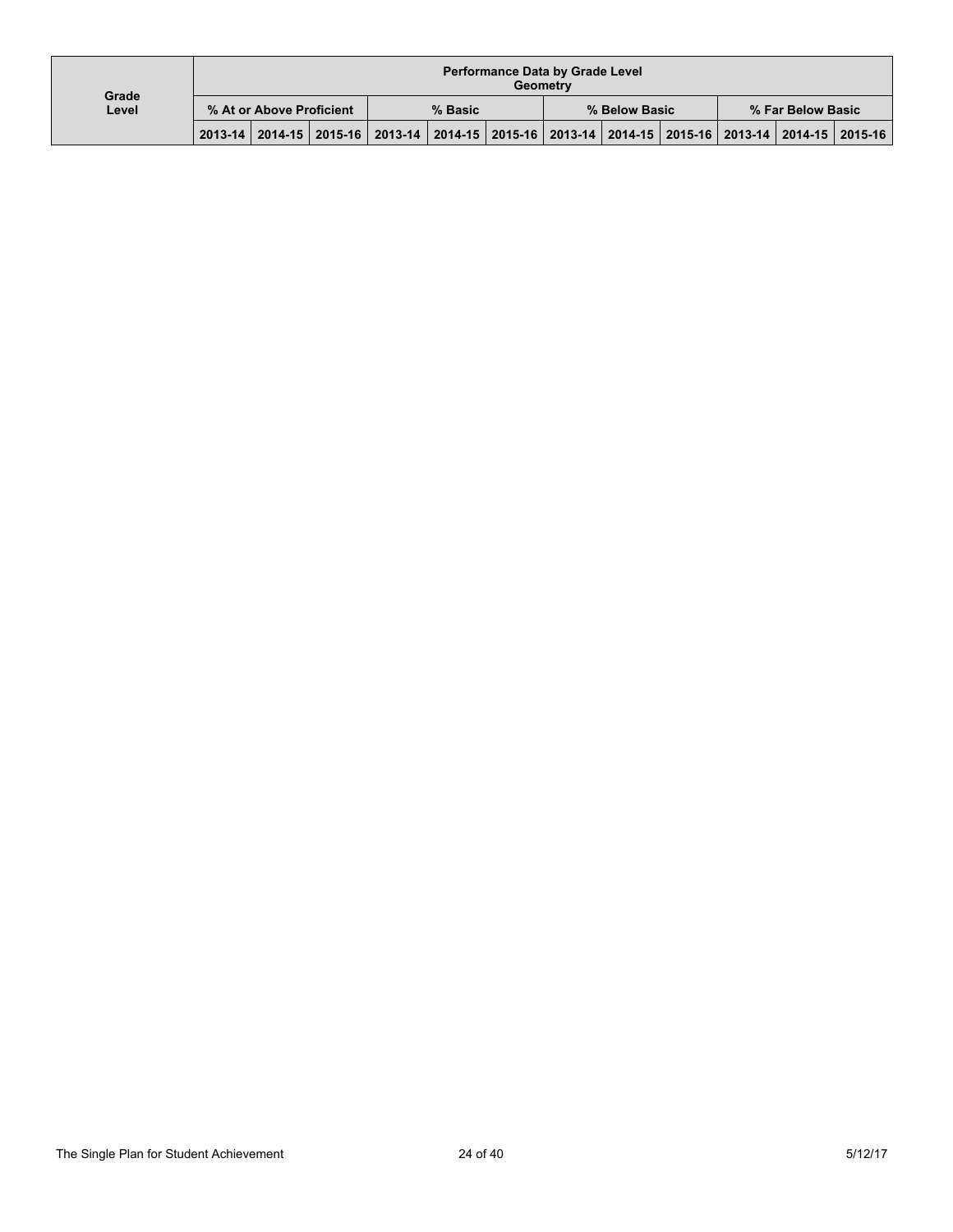| Grade Level | Performance Data by Grade Level Geometry | | | | | | | | | | | |
|---|---|---|---|---|---|---|---|---|---|---|---|---|
| | % At or Above Proficient | | | % Basic | | | % Below Basic | | | % Far Below Basic | | |
| | 2013-14 | 2014-15 | 2015-16 | 2013-14 | 2014-15 | 2015-16 | 2013-14 | 2014-15 | 2015-16 | 2013-14 | 2014-15 | 2015-16 |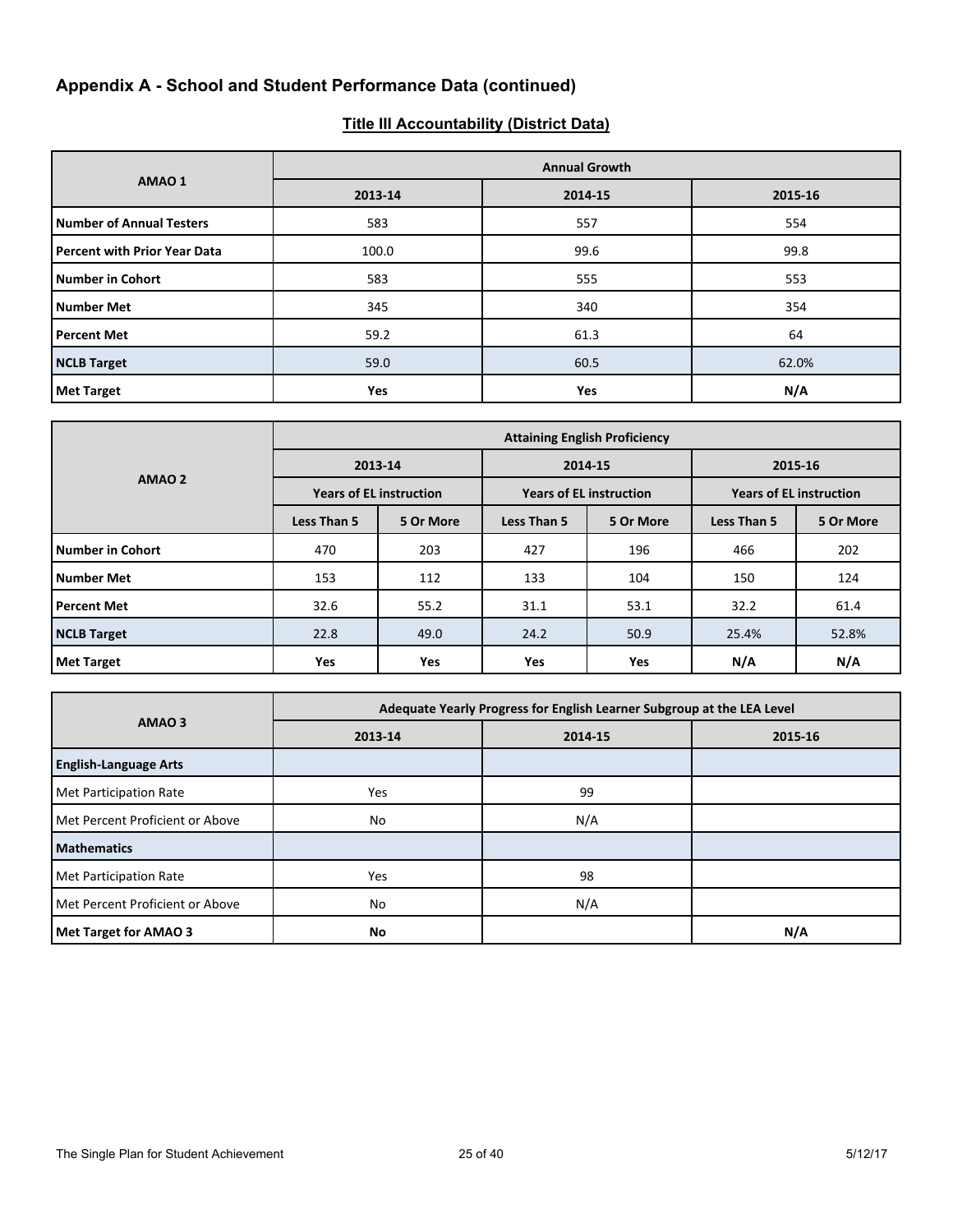## Appendix A - School and Student Performance Data (continued)

### Title III Accountability (District Data)

| AMAO 1 | Annual Growth | | |
|---|---|---|---|
| | 2013-14 | 2014-15 | 2015-16 |
| **Number of Annual Testers** | 583 | 557 | 554 |
| **Percent with Prior Year Data** | 100.0 | 99.6 | 99.8 |
| **Number in Cohort** | 583 | 555 | 553 |
| **Number Met** | 345 | 340 | 354 |
| **Percent Met** | 59.2 | 61.3 | 64 |
| **NCLB Target** | 59.0 | 60.5 | 62.0% |
| **Met Target** | **Yes** | **Yes** | **N/A** |

| AMAO 2 | Attaining English Proficiency | | | | | |
|---|---|---|---|---|---|---|
| | 2013-14 | | 2014-15 | | 2015-16 | |
| | Years of EL instruction | | Years of EL instruction | | Years of EL instruction | |
| | Less Than 5 | 5 Or More | Less Than 5 | 5 Or More | Less Than 5 | 5 Or More |
| **Number in Cohort** | 470 | 203 | 427 | 196 | 466 | 202 |
| **Number Met** | 153 | 112 | 133 | 104 | 150 | 124 |
| **Percent Met** | 32.6 | 55.2 | 31.1 | 53.1 | 32.2 | 61.4 |
| **NCLB Target** | 22.8 | 49.0 | 24.2 | 50.9 | 25.4% | 52.8% |
| **Met Target** | **Yes** | **Yes** | **Yes** | **Yes** | **N/A** | **N/A** |

| AMAO 3 | Adequate Yearly Progress for English Learner Subgroup at the LEA Level | | |
|---|---|---|---|
| | 2013-14 | 2014-15 | 2015-16 |
| **English-Language Arts** | | | |
| Met Participation Rate | Yes | 99 | |
| Met Percent Proficient or Above | No | N/A | |
| **Mathematics** | | | |
| Met Participation Rate | Yes | 98 | |
| Met Percent Proficient or Above | No | N/A | |
| **Met Target for AMAO 3** | **No** | | **N/A** |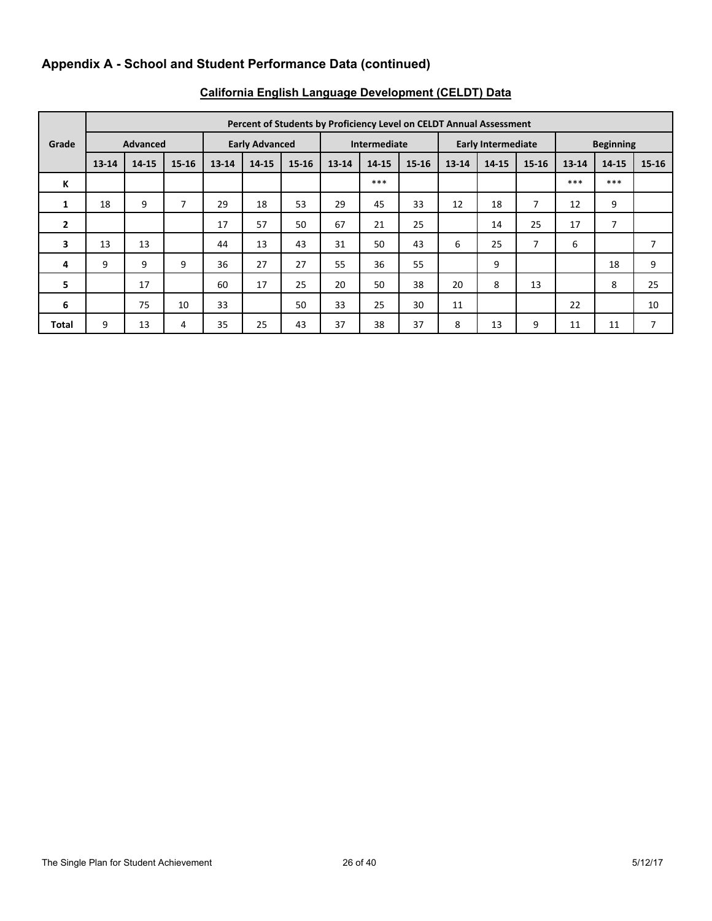## Appendix A - School and Student Performance Data (continued)

### California English Language Development (CELDT) Data

| Grade | Percent of Students by Proficiency Level on CELDT Annual Assessment | | | | | | | | | | | | | | |
|---|---|---|---|---|---|---|---|---|---|---|---|---|---|---|---|
| | Advanced | | | Early Advanced | | | Intermediate | | | Early Intermediate | | | Beginning | | |
| | 13-14 | 14-15 | 15-16 | 13-14 | 14-15 | 15-16 | 13-14 | 14-15 | 15-16 | 13-14 | 14-15 | 15-16 | 13-14 | 14-15 | 15-16 |
| K | | | | | | | | *** | | | | | *** | *** | |
| 1 | 18 | 9 | 7 | 29 | 18 | 53 | 29 | 45 | 33 | 12 | 18 | 7 | 12 | 9 | |
| 2 | | | | 17 | 57 | 50 | 67 | 21 | 25 | | 14 | 25 | 17 | 7 | |
| 3 | 13 | 13 | | 44 | 13 | 43 | 31 | 50 | 43 | 6 | 25 | 7 | 6 | | 7 |
| 4 | 9 | 9 | 9 | 36 | 27 | 27 | 55 | 36 | 55 | | 9 | | | 18 | 9 |
| 5 | | 17 | | 60 | 17 | 25 | 20 | 50 | 38 | 20 | 8 | 13 | | 8 | 25 |
| 6 | | 75 | 10 | 33 | | 50 | 33 | 25 | 30 | 11 | | | 22 | | 10 |
| Total | 9 | 13 | 4 | 35 | 25 | 43 | 37 | 38 | 37 | 8 | 13 | 9 | 11 | 11 | 7 |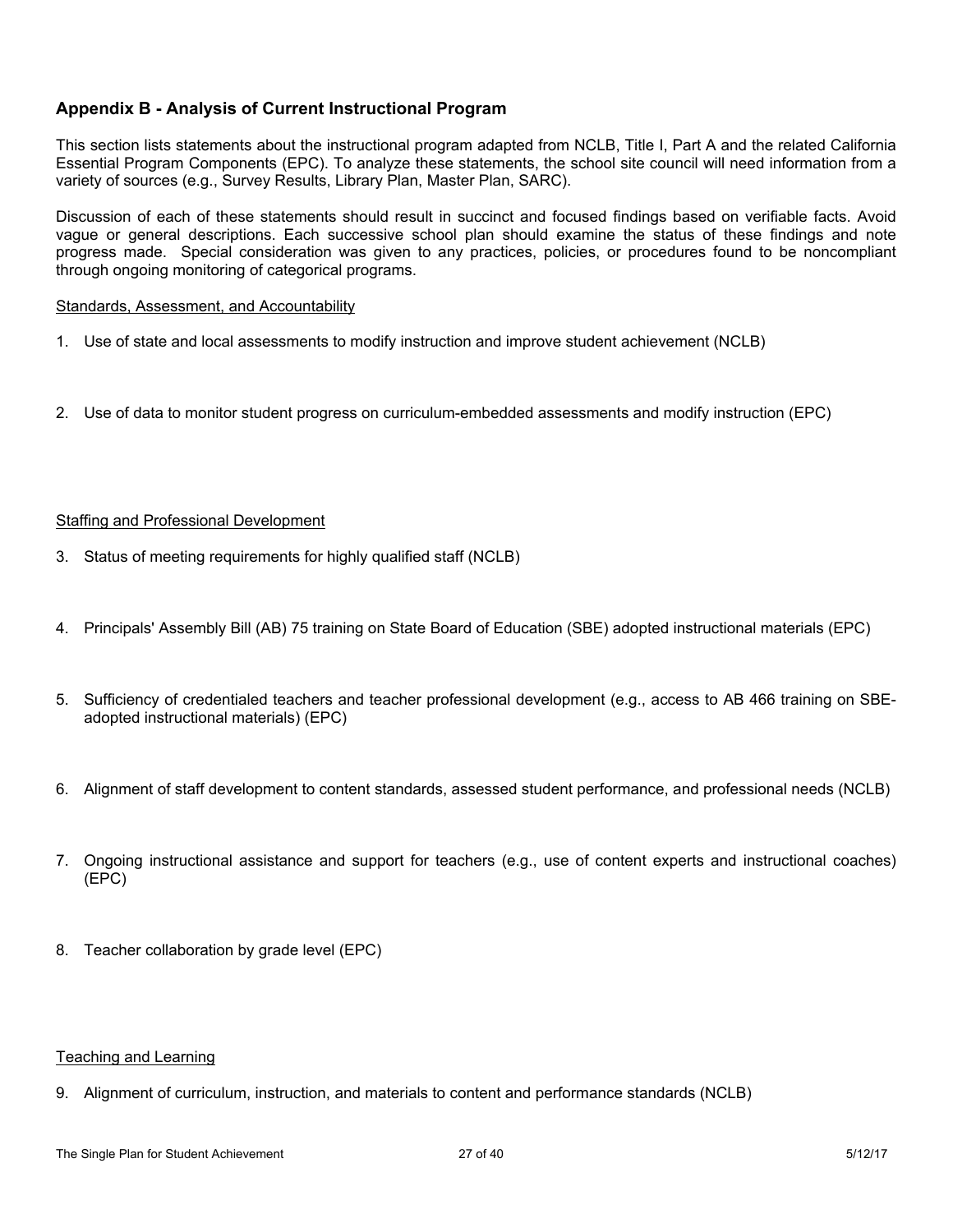## Appendix B - Analysis of Current Instructional Program

This section lists statements about the instructional program adapted from NCLB, Title I, Part A and the related California Essential Program Components (EPC). To analyze these statements, the school site council will need information from a variety of sources (e.g., Survey Results, Library Plan, Master Plan, SARC).

Discussion of each of these statements should result in succinct and focused findings based on verifiable facts. Avoid vague or general descriptions. Each successive school plan should examine the status of these findings and note progress made. Special consideration was given to any practices, policies, or procedures found to be noncompliant through ongoing monitoring of categorical programs.

<u>Standards, Assessment, and Accountability</u>

1. Use of state and local assessments to modify instruction and improve student achievement (NCLB)

2. Use of data to monitor student progress on curriculum-embedded assessments and modify instruction (EPC)

<u>Staffing and Professional Development</u>

3. Status of meeting requirements for highly qualified staff (NCLB)

4. Principals' Assembly Bill (AB) 75 training on State Board of Education (SBE) adopted instructional materials (EPC)

5. Sufficiency of credentialed teachers and teacher professional development (e.g., access to AB 466 training on SBE-adopted instructional materials) (EPC)

6. Alignment of staff development to content standards, assessed student performance, and professional needs (NCLB)

7. Ongoing instructional assistance and support for teachers (e.g., use of content experts and instructional coaches) (EPC)

8. Teacher collaboration by grade level (EPC)

<u>Teaching and Learning</u>

9. Alignment of curriculum, instruction, and materials to content and performance standards (NCLB)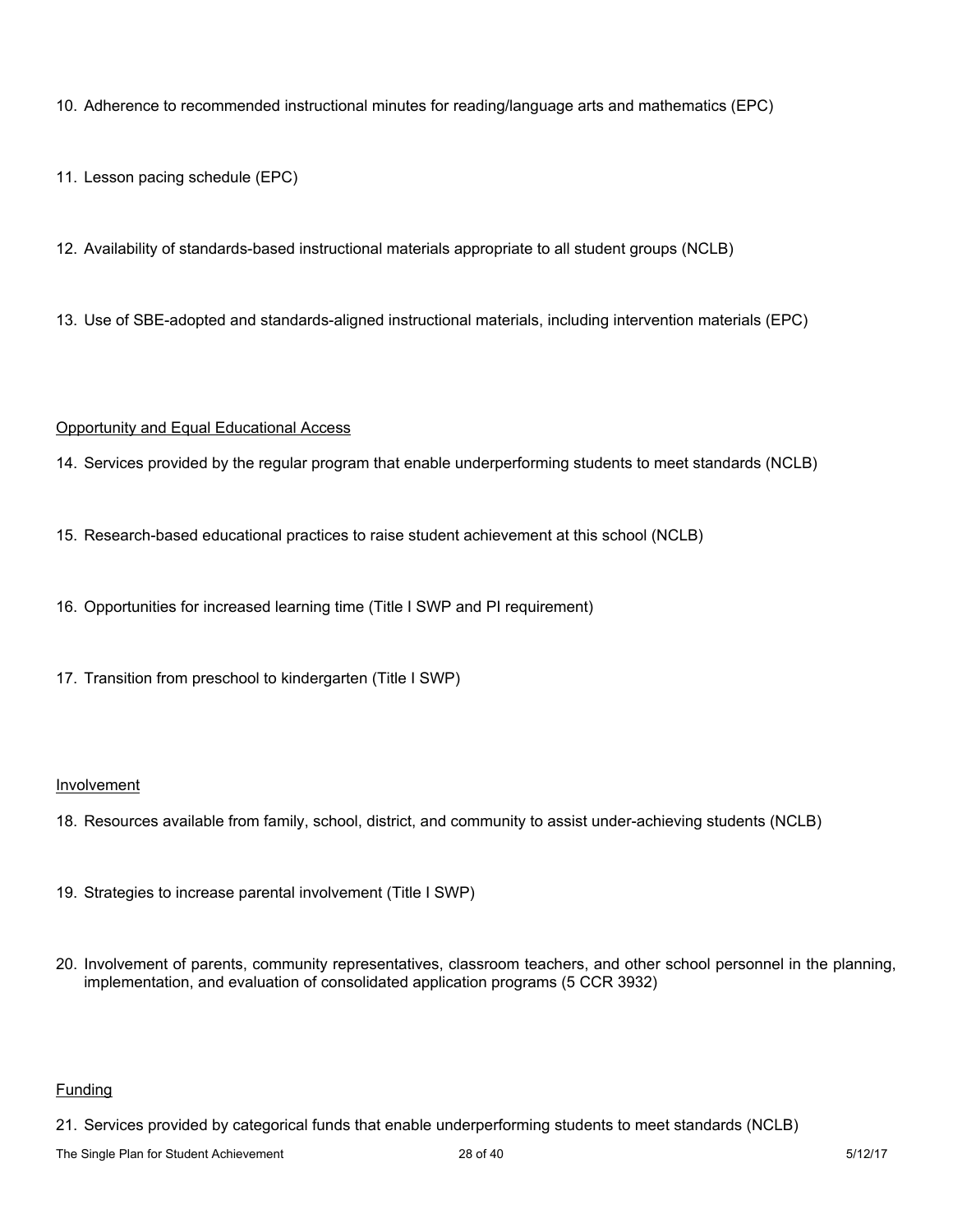10. Adherence to recommended instructional minutes for reading/language arts and mathematics (EPC)

11. Lesson pacing schedule (EPC)

12. Availability of standards-based instructional materials appropriate to all student groups (NCLB)

13. Use of SBE-adopted and standards-aligned instructional materials, including intervention materials (EPC)

<u>Opportunity and Equal Educational Access</u>

14. Services provided by the regular program that enable underperforming students to meet standards (NCLB)

15. Research-based educational practices to raise student achievement at this school (NCLB)

16. Opportunities for increased learning time (Title I SWP and PI requirement)

17. Transition from preschool to kindergarten (Title I SWP)

<u>Involvement</u>

18. Resources available from family, school, district, and community to assist under-achieving students (NCLB)

19. Strategies to increase parental involvement (Title I SWP)

20. Involvement of parents, community representatives, classroom teachers, and other school personnel in the planning, implementation, and evaluation of consolidated application programs (5 CCR 3932)

<u>Funding</u>

21. Services provided by categorical funds that enable underperforming students to meet standards (NCLB)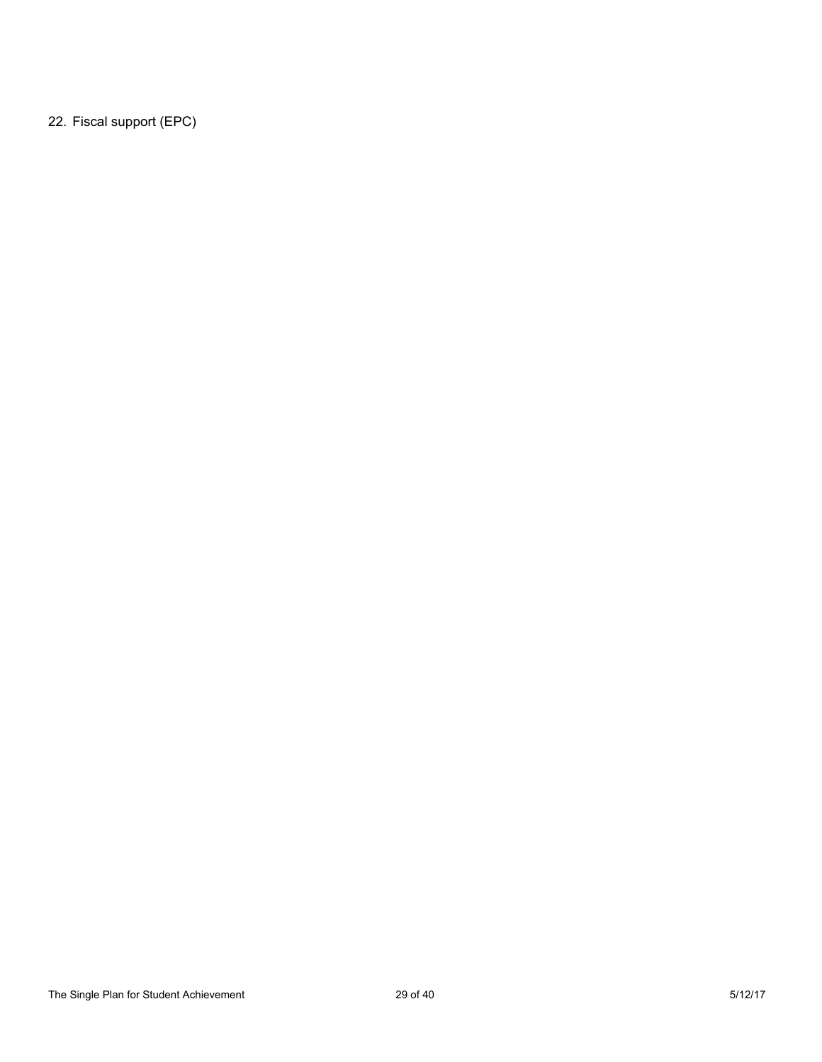22. Fiscal support (EPC)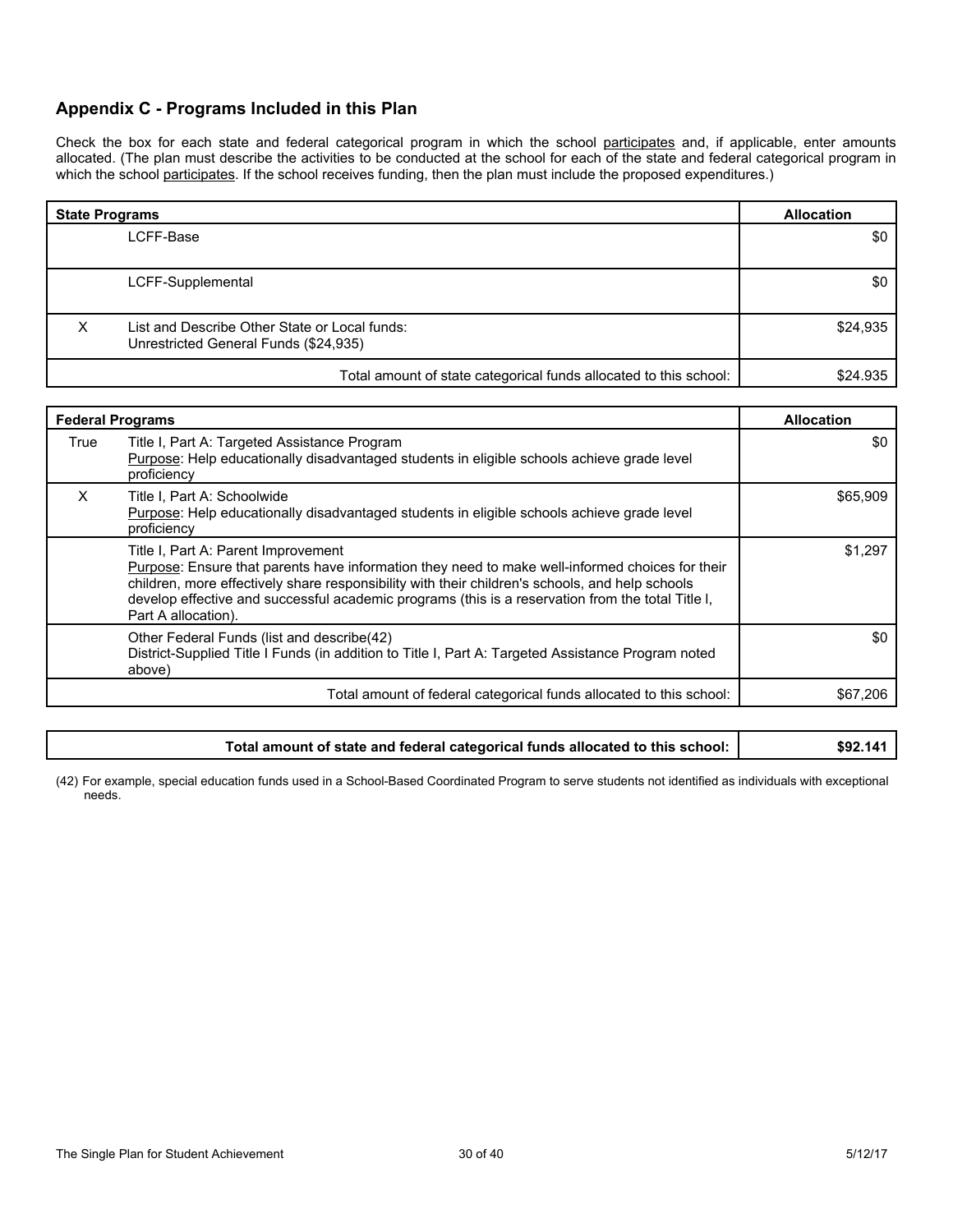## Appendix C - Programs Included in this Plan

Check the box for each state and federal categorical program in which the school participates and, if applicable, enter amounts allocated. (The plan must describe the activities to be conducted at the school for each of the state and federal categorical program in which the school participates. If the school receives funding, then the plan must include the proposed expenditures.)

| State Programs | | Allocation |
|---|---|---|
| | LCFF-Base | $0 |
| | LCFF-Supplemental | $0 |
| X | List and Describe Other State or Local funds:<br>Unrestricted General Funds ($24,935) | $24,935 |
| | Total amount of state categorical funds allocated to this school: | $24.935 |

| Federal Programs | | Allocation |
|---|---|---|
| True | Title I, Part A: Targeted Assistance Program<br>Purpose: Help educationally disadvantaged students in eligible schools achieve grade level proficiency | $0 |
| X | Title I, Part A: Schoolwide<br>Purpose: Help educationally disadvantaged students in eligible schools achieve grade level proficiency | $65,909 |
| | Title I, Part A: Parent Improvement<br>Purpose: Ensure that parents have information they need to make well-informed choices for their children, more effectively share responsibility with their children's schools, and help schools develop effective and successful academic programs (this is a reservation from the total Title I, Part A allocation). | $1,297 |
| | Other Federal Funds (list and describe(42)<br>District-Supplied Title I Funds (in addition to Title I, Part A: Targeted Assistance Program noted above) | $0 |
| | Total amount of federal categorical funds allocated to this school: | $67,206 |

| **Total amount of state and federal categorical funds allocated to this school:** | **$92.141** |
|---|---|

(42) For example, special education funds used in a School-Based Coordinated Program to serve students not identified as individuals with exceptional needs.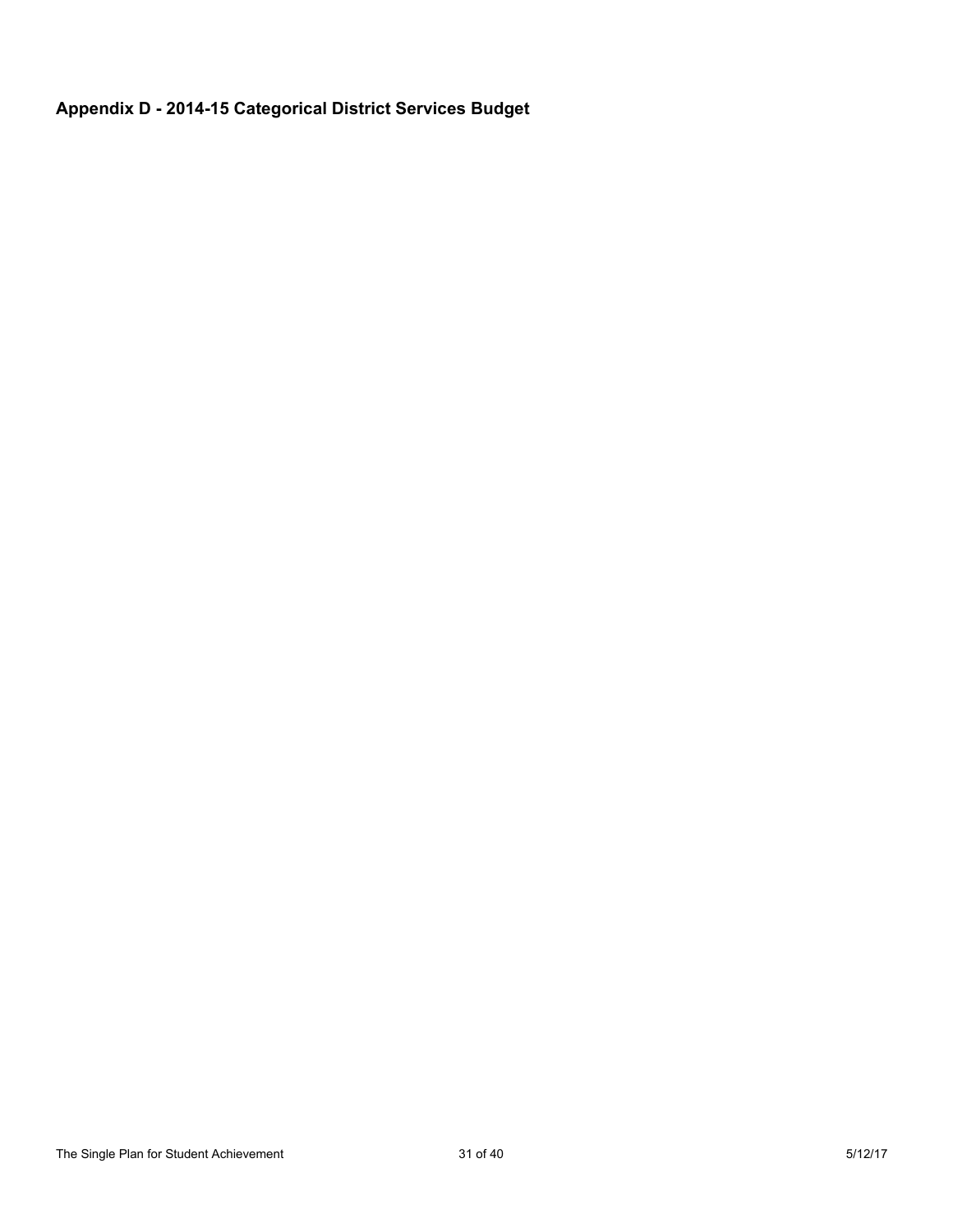## Appendix D - 2014-15 Categorical District Services Budget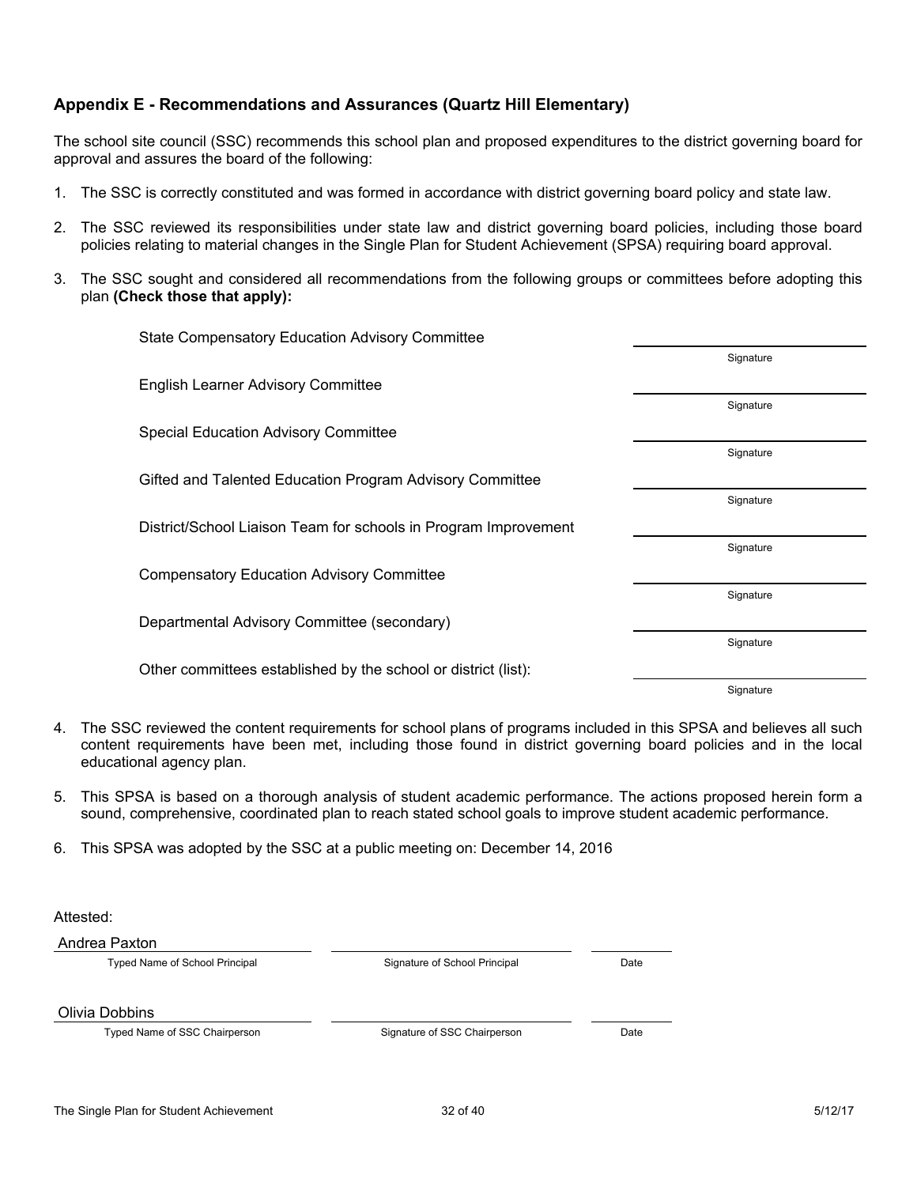## Appendix E - Recommendations and Assurances (Quartz Hill Elementary)

The school site council (SSC) recommends this school plan and proposed expenditures to the district governing board for approval and assures the board of the following:

1. The SSC is correctly constituted and was formed in accordance with district governing board policy and state law.

2. The SSC reviewed its responsibilities under state law and district governing board policies, including those board policies relating to material changes in the Single Plan for Student Achievement (SPSA) requiring board approval.

3. The SSC sought and considered all recommendations from the following groups or committees before adopting this plan **(Check those that apply):**

| Committee | Signature |
|---|---|
| State Compensatory Education Advisory Committee | Signature |
| English Learner Advisory Committee | Signature |
| Special Education Advisory Committee | Signature |
| Gifted and Talented Education Program Advisory Committee | Signature |
| District/School Liaison Team for schools in Program Improvement | Signature |
| Compensatory Education Advisory Committee | Signature |
| Departmental Advisory Committee (secondary) | Signature |
| Other committees established by the school or district (list): | Signature |

4. The SSC reviewed the content requirements for school plans of programs included in this SPSA and believes all such content requirements have been met, including those found in district governing board policies and in the local educational agency plan.

5. This SPSA is based on a thorough analysis of student academic performance. The actions proposed herein form a sound, comprehensive, coordinated plan to reach stated school goals to improve student academic performance.

6. This SPSA was adopted by the SSC at a public meeting on: December 14, 2016

Attested:

| Andrea Paxton | | |
|---|---|---|
| Typed Name of School Principal | Signature of School Principal | Date |

| Olivia Dobbins | | |
|---|---|---|
| Typed Name of SSC Chairperson | Signature of SSC Chairperson | Date |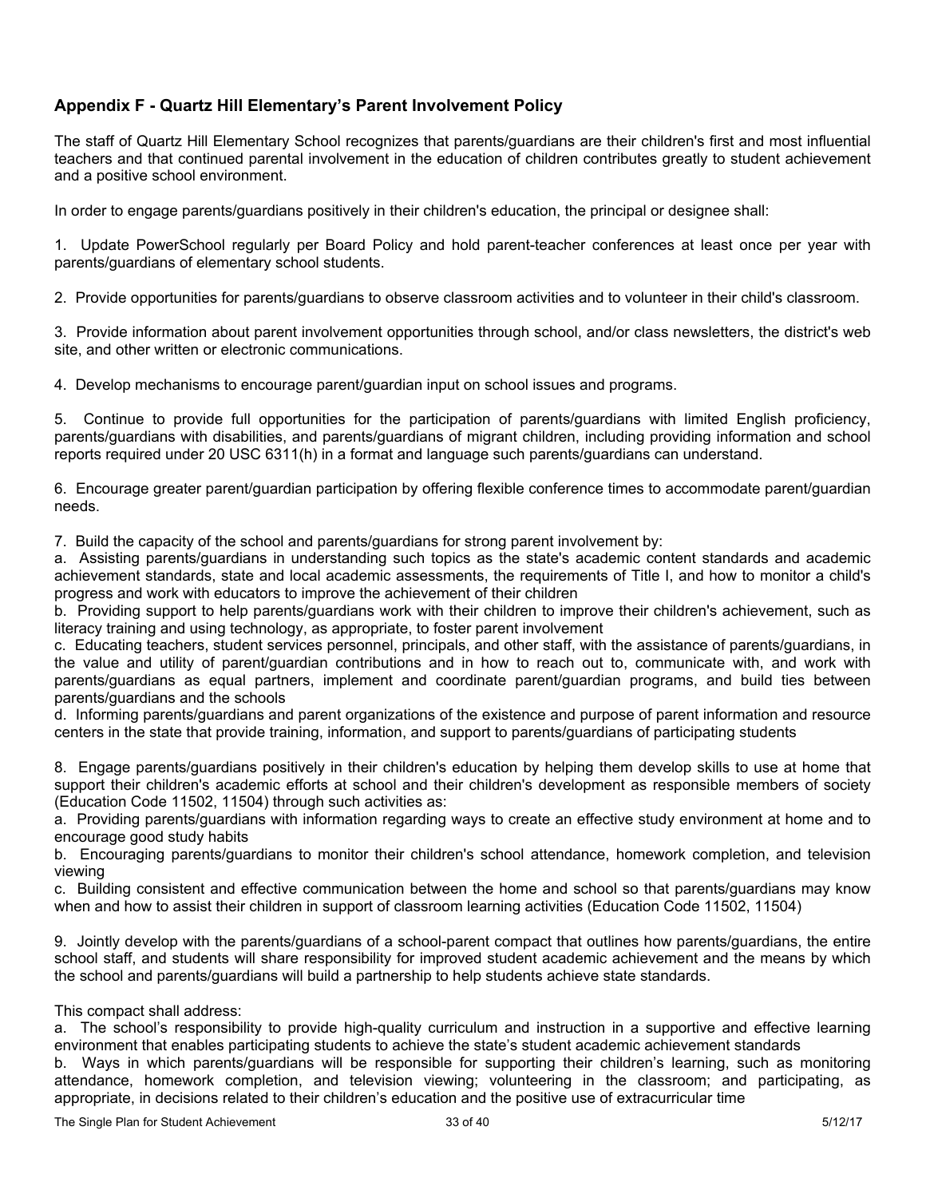## Appendix F - Quartz Hill Elementary's Parent Involvement Policy

The staff of Quartz Hill Elementary School recognizes that parents/guardians are their children's first and most influential teachers and that continued parental involvement in the education of children contributes greatly to student achievement and a positive school environment.

In order to engage parents/guardians positively in their children's education, the principal or designee shall:

1. Update PowerSchool regularly per Board Policy and hold parent-teacher conferences at least once per year with parents/guardians of elementary school students.

2. Provide opportunities for parents/guardians to observe classroom activities and to volunteer in their child's classroom.

3. Provide information about parent involvement opportunities through school, and/or class newsletters, the district's web site, and other written or electronic communications.

4. Develop mechanisms to encourage parent/guardian input on school issues and programs.

5. Continue to provide full opportunities for the participation of parents/guardians with limited English proficiency, parents/guardians with disabilities, and parents/guardians of migrant children, including providing information and school reports required under 20 USC 6311(h) in a format and language such parents/guardians can understand.

6. Encourage greater parent/guardian participation by offering flexible conference times to accommodate parent/guardian needs.

7. Build the capacity of the school and parents/guardians for strong parent involvement by:
a. Assisting parents/guardians in understanding such topics as the state's academic content standards and academic achievement standards, state and local academic assessments, the requirements of Title I, and how to monitor a child's progress and work with educators to improve the achievement of their children
b. Providing support to help parents/guardians work with their children to improve their children's achievement, such as literacy training and using technology, as appropriate, to foster parent involvement
c. Educating teachers, student services personnel, principals, and other staff, with the assistance of parents/guardians, in the value and utility of parent/guardian contributions and in how to reach out to, communicate with, and work with parents/guardians as equal partners, implement and coordinate parent/guardian programs, and build ties between parents/guardians and the schools
d. Informing parents/guardians and parent organizations of the existence and purpose of parent information and resource centers in the state that provide training, information, and support to parents/guardians of participating students

8. Engage parents/guardians positively in their children's education by helping them develop skills to use at home that support their children's academic efforts at school and their children's development as responsible members of society (Education Code 11502, 11504) through such activities as:
a. Providing parents/guardians with information regarding ways to create an effective study environment at home and to encourage good study habits
b. Encouraging parents/guardians to monitor their children's school attendance, homework completion, and television viewing
c. Building consistent and effective communication between the home and school so that parents/guardians may know when and how to assist their children in support of classroom learning activities (Education Code 11502, 11504)

9. Jointly develop with the parents/guardians of a school-parent compact that outlines how parents/guardians, the entire school staff, and students will share responsibility for improved student academic achievement and the means by which the school and parents/guardians will build a partnership to help students achieve state standards.

This compact shall address:
a. The school's responsibility to provide high-quality curriculum and instruction in a supportive and effective learning environment that enables participating students to achieve the state's student academic achievement standards
b. Ways in which parents/guardians will be responsible for supporting their children's learning, such as monitoring attendance, homework completion, and television viewing; volunteering in the classroom; and participating, as appropriate, in decisions related to their children's education and the positive use of extracurricular time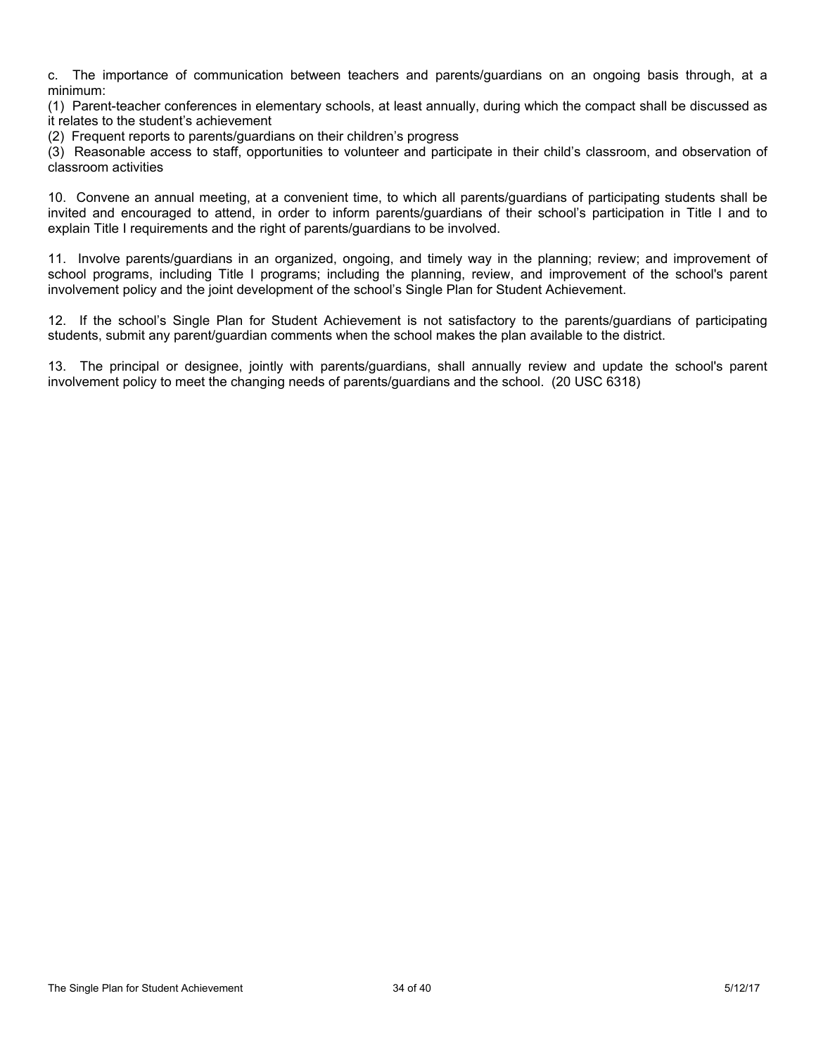c. The importance of communication between teachers and parents/guardians on an ongoing basis through, at a minimum:

(1) Parent-teacher conferences in elementary schools, at least annually, during which the compact shall be discussed as it relates to the student's achievement

(2) Frequent reports to parents/guardians on their children's progress

(3) Reasonable access to staff, opportunities to volunteer and participate in their child's classroom, and observation of classroom activities

10. Convene an annual meeting, at a convenient time, to which all parents/guardians of participating students shall be invited and encouraged to attend, in order to inform parents/guardians of their school's participation in Title I and to explain Title I requirements and the right of parents/guardians to be involved.

11. Involve parents/guardians in an organized, ongoing, and timely way in the planning; review; and improvement of school programs, including Title I programs; including the planning, review, and improvement of the school's parent involvement policy and the joint development of the school's Single Plan for Student Achievement.

12. If the school's Single Plan for Student Achievement is not satisfactory to the parents/guardians of participating students, submit any parent/guardian comments when the school makes the plan available to the district.

13. The principal or designee, jointly with parents/guardians, shall annually review and update the school's parent involvement policy to meet the changing needs of parents/guardians and the school. (20 USC 6318)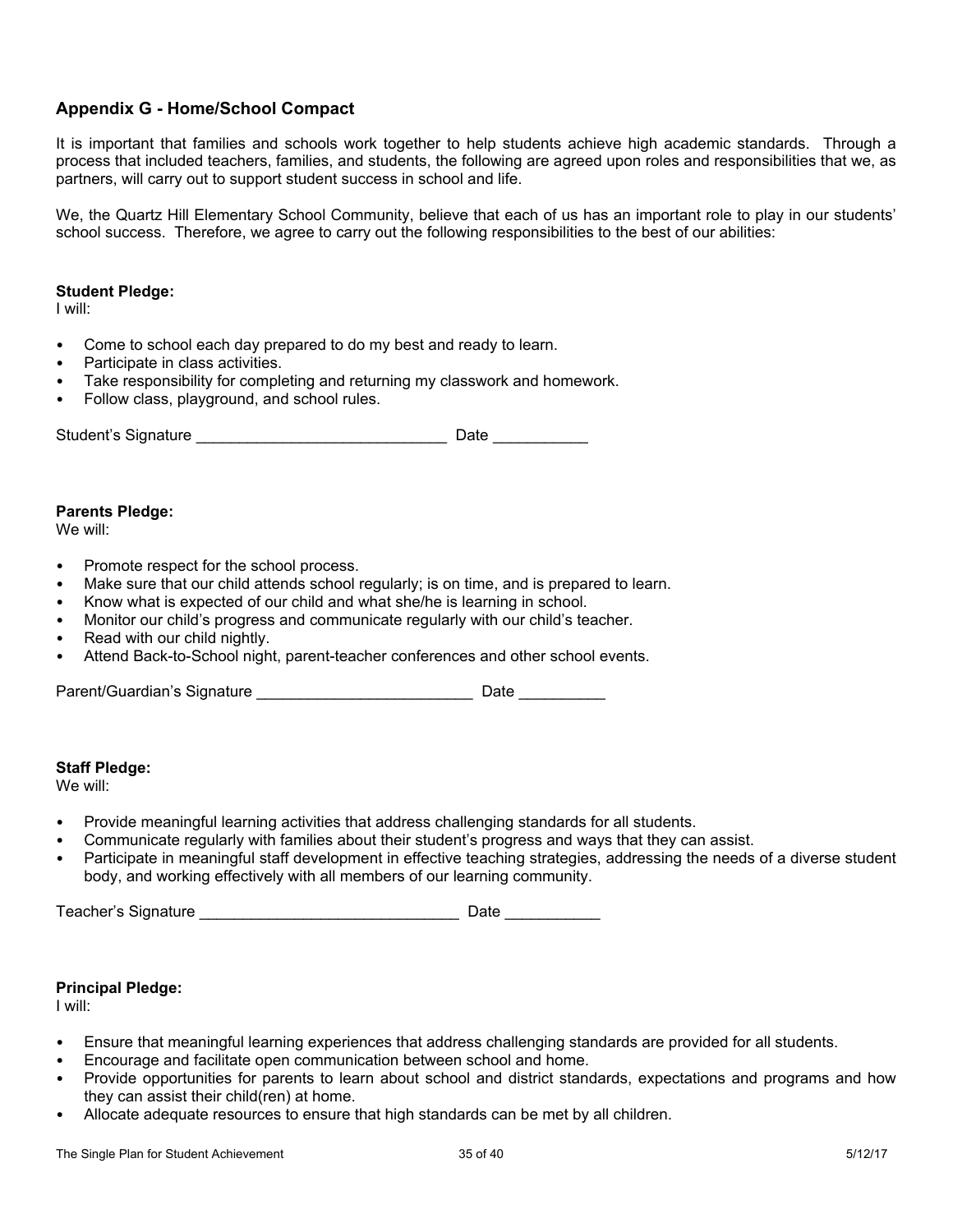## Appendix G - Home/School Compact

It is important that families and schools work together to help students achieve high academic standards. Through a process that included teachers, families, and students, the following are agreed upon roles and responsibilities that we, as partners, will carry out to support student success in school and life.

We, the Quartz Hill Elementary School Community, believe that each of us has an important role to play in our students' school success. Therefore, we agree to carry out the following responsibilities to the best of our abilities:

**Student Pledge:**
I will:

- Come to school each day prepared to do my best and ready to learn.
- Participate in class activities.
- Take responsibility for completing and returning my classwork and homework.
- Follow class, playground, and school rules.

Student's Signature _____________________________ Date ___________

**Parents Pledge:**
We will:

- Promote respect for the school process.
- Make sure that our child attends school regularly; is on time, and is prepared to learn.
- Know what is expected of our child and what she/he is learning in school.
- Monitor our child's progress and communicate regularly with our child's teacher.
- Read with our child nightly.
- Attend Back-to-School night, parent-teacher conferences and other school events.

Parent/Guardian's Signature _________________________ Date __________

**Staff Pledge:**
We will:

- Provide meaningful learning activities that address challenging standards for all students.
- Communicate regularly with families about their student's progress and ways that they can assist.
- Participate in meaningful staff development in effective teaching strategies, addressing the needs of a diverse student body, and working effectively with all members of our learning community.

Teacher's Signature ______________________________ Date ___________

**Principal Pledge:**
I will:

- Ensure that meaningful learning experiences that address challenging standards are provided for all students.
- Encourage and facilitate open communication between school and home.
- Provide opportunities for parents to learn about school and district standards, expectations and programs and how they can assist their child(ren) at home.
- Allocate adequate resources to ensure that high standards can be met by all children.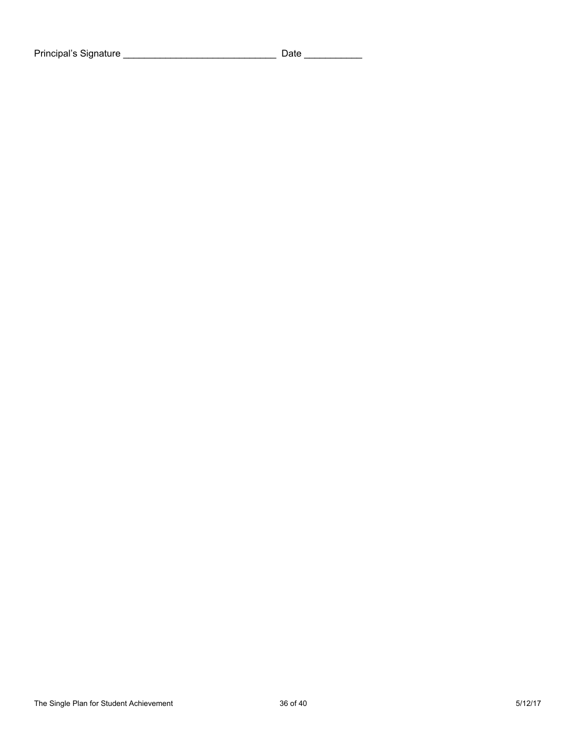Principal’s Signature ____________________________ Date __________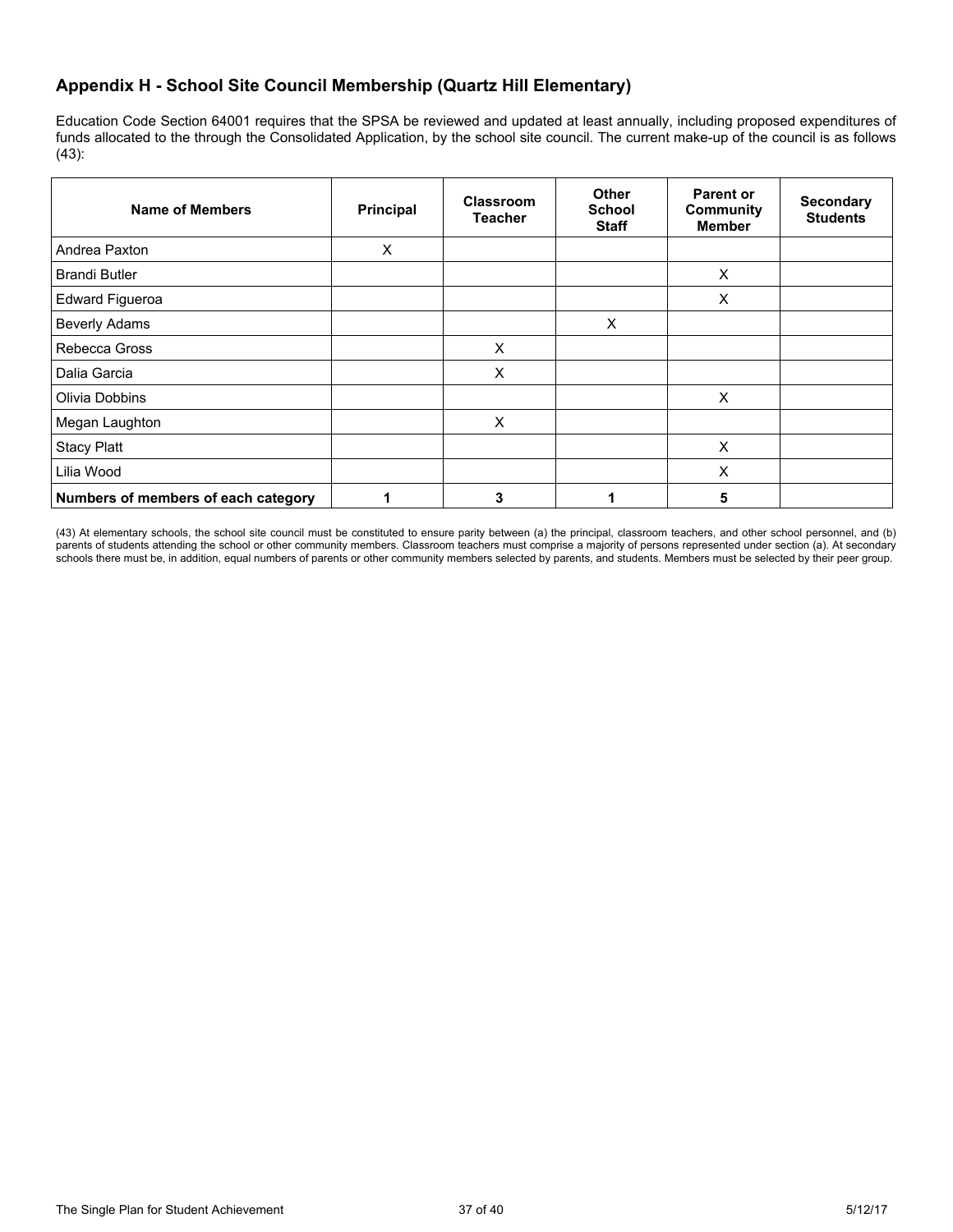## Appendix H - School Site Council Membership (Quartz Hill Elementary)

Education Code Section 64001 requires that the SPSA be reviewed and updated at least annually, including proposed expenditures of funds allocated to the through the Consolidated Application, by the school site council. The current make-up of the council is as follows (43):

| Name of Members | Principal | Classroom Teacher | Other School Staff | Parent or Community Member | Secondary Students |
|---|---|---|---|---|---|
| Andrea Paxton | X | | | | |
| Brandi Butler | | | | X | |
| Edward Figueroa | | | | X | |
| Beverly Adams | | | X | | |
| Rebecca Gross | | X | | | |
| Dalia Garcia | | X | | | |
| Olivia Dobbins | | | | X | |
| Megan Laughton | | X | | | |
| Stacy Platt | | | | X | |
| Lilia Wood | | | | X | |
| **Numbers of members of each category** | **1** | **3** | **1** | **5** | |

(43) At elementary schools, the school site council must be constituted to ensure parity between (a) the principal, classroom teachers, and other school personnel, and (b) parents of students attending the school or other community members. Classroom teachers must comprise a majority of persons represented under section (a). At secondary schools there must be, in addition, equal numbers of parents or other community members selected by parents, and students. Members must be selected by their peer group.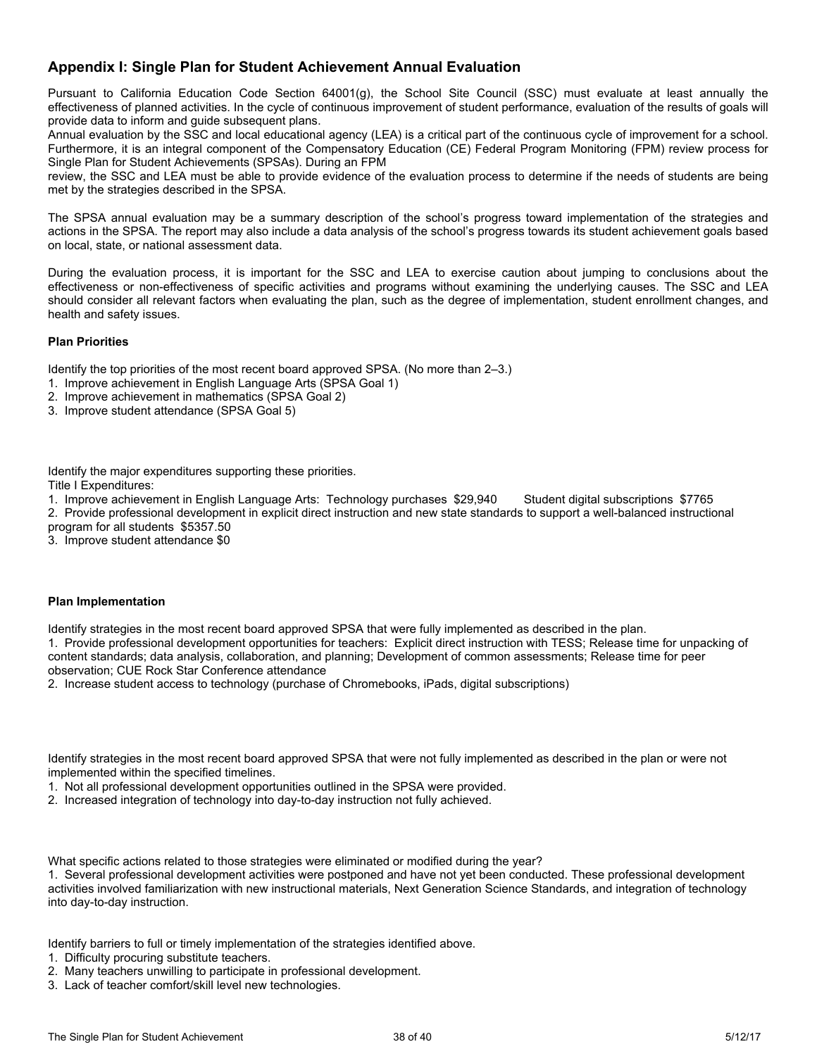## Appendix I: Single Plan for Student Achievement Annual Evaluation

Pursuant to California Education Code Section 64001(g), the School Site Council (SSC) must evaluate at least annually the effectiveness of planned activities. In the cycle of continuous improvement of student performance, evaluation of the results of goals will provide data to inform and guide subsequent plans.
Annual evaluation by the SSC and local educational agency (LEA) is a critical part of the continuous cycle of improvement for a school. Furthermore, it is an integral component of the Compensatory Education (CE) Federal Program Monitoring (FPM) review process for Single Plan for Student Achievements (SPSAs). During an FPM
review, the SSC and LEA must be able to provide evidence of the evaluation process to determine if the needs of students are being met by the strategies described in the SPSA.

The SPSA annual evaluation may be a summary description of the school's progress toward implementation of the strategies and actions in the SPSA. The report may also include a data analysis of the school's progress towards its student achievement goals based on local, state, or national assessment data.

During the evaluation process, it is important for the SSC and LEA to exercise caution about jumping to conclusions about the effectiveness or non-effectiveness of specific activities and programs without examining the underlying causes. The SSC and LEA should consider all relevant factors when evaluating the plan, such as the degree of implementation, student enrollment changes, and health and safety issues.

**Plan Priorities**

Identify the top priorities of the most recent board approved SPSA. (No more than 2–3.)
1. Improve achievement in English Language Arts (SPSA Goal 1)
2. Improve achievement in mathematics (SPSA Goal 2)
3. Improve student attendance (SPSA Goal 5)

Identify the major expenditures supporting these priorities.
Title I Expenditures:
1. Improve achievement in English Language Arts: Technology purchases $29,940 Student digital subscriptions $7765
2. Provide professional development in explicit direct instruction and new state standards to support a well-balanced instructional program for all students $5357.50
3. Improve student attendance $0

**Plan Implementation**

Identify strategies in the most recent board approved SPSA that were fully implemented as described in the plan.
1. Provide professional development opportunities for teachers: Explicit direct instruction with TESS; Release time for unpacking of content standards; data analysis, collaboration, and planning; Development of common assessments; Release time for peer observation; CUE Rock Star Conference attendance
2. Increase student access to technology (purchase of Chromebooks, iPads, digital subscriptions)

Identify strategies in the most recent board approved SPSA that were not fully implemented as described in the plan or were not implemented within the specified timelines.
1. Not all professional development opportunities outlined in the SPSA were provided.
2. Increased integration of technology into day-to-day instruction not fully achieved.

What specific actions related to those strategies were eliminated or modified during the year?
1. Several professional development activities were postponed and have not yet been conducted. These professional development activities involved familiarization with new instructional materials, Next Generation Science Standards, and integration of technology into day-to-day instruction.

Identify barriers to full or timely implementation of the strategies identified above.
1. Difficulty procuring substitute teachers.
2. Many teachers unwilling to participate in professional development.
3. Lack of teacher comfort/skill level new technologies.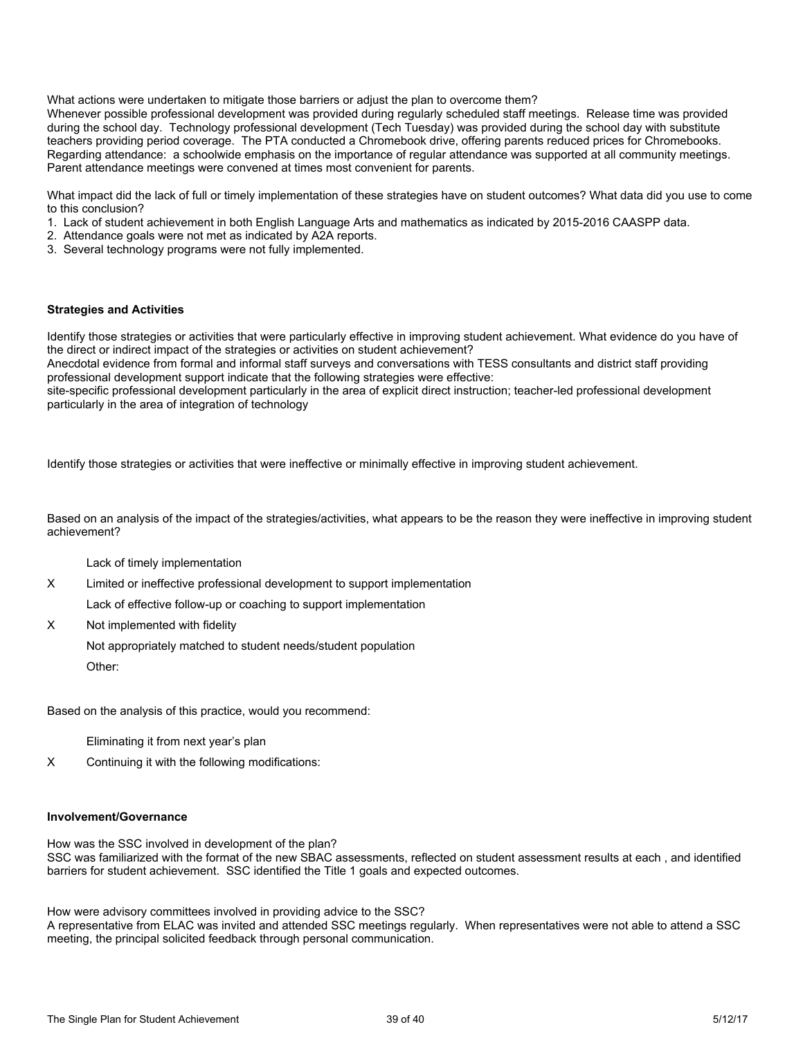What actions were undertaken to mitigate those barriers or adjust the plan to overcome them?
Whenever possible professional development was provided during regularly scheduled staff meetings. Release time was provided during the school day. Technology professional development (Tech Tuesday) was provided during the school day with substitute teachers providing period coverage. The PTA conducted a Chromebook drive, offering parents reduced prices for Chromebooks. Regarding attendance: a schoolwide emphasis on the importance of regular attendance was supported at all community meetings. Parent attendance meetings were convened at times most convenient for parents.

What impact did the lack of full or timely implementation of these strategies have on student outcomes? What data did you use to come to this conclusion?

1. Lack of student achievement in both English Language Arts and mathematics as indicated by 2015-2016 CAASPP data.
2. Attendance goals were not met as indicated by A2A reports.
3. Several technology programs were not fully implemented.

**Strategies and Activities**

Identify those strategies or activities that were particularly effective in improving student achievement. What evidence do you have of the direct or indirect impact of the strategies or activities on student achievement?
Anecdotal evidence from formal and informal staff surveys and conversations with TESS consultants and district staff providing professional development support indicate that the following strategies were effective:
site-specific professional development particularly in the area of explicit direct instruction; teacher-led professional development particularly in the area of integration of technology

Identify those strategies or activities that were ineffective or minimally effective in improving student achievement.

Based on an analysis of the impact of the strategies/activities, what appears to be the reason they were ineffective in improving student achievement?

- Lack of timely implementation
- X Limited or ineffective professional development to support implementation
- Lack of effective follow-up or coaching to support implementation
- X Not implemented with fidelity
- Not appropriately matched to student needs/student population
- Other:

Based on the analysis of this practice, would you recommend:

- Eliminating it from next year's plan
- X Continuing it with the following modifications:

**Involvement/Governance**

How was the SSC involved in development of the plan?
SSC was familiarized with the format of the new SBAC assessments, reflected on student assessment results at each , and identified barriers for student achievement. SSC identified the Title 1 goals and expected outcomes.

How were advisory committees involved in providing advice to the SSC?
A representative from ELAC was invited and attended SSC meetings regularly. When representatives were not able to attend a SSC meeting, the principal solicited feedback through personal communication.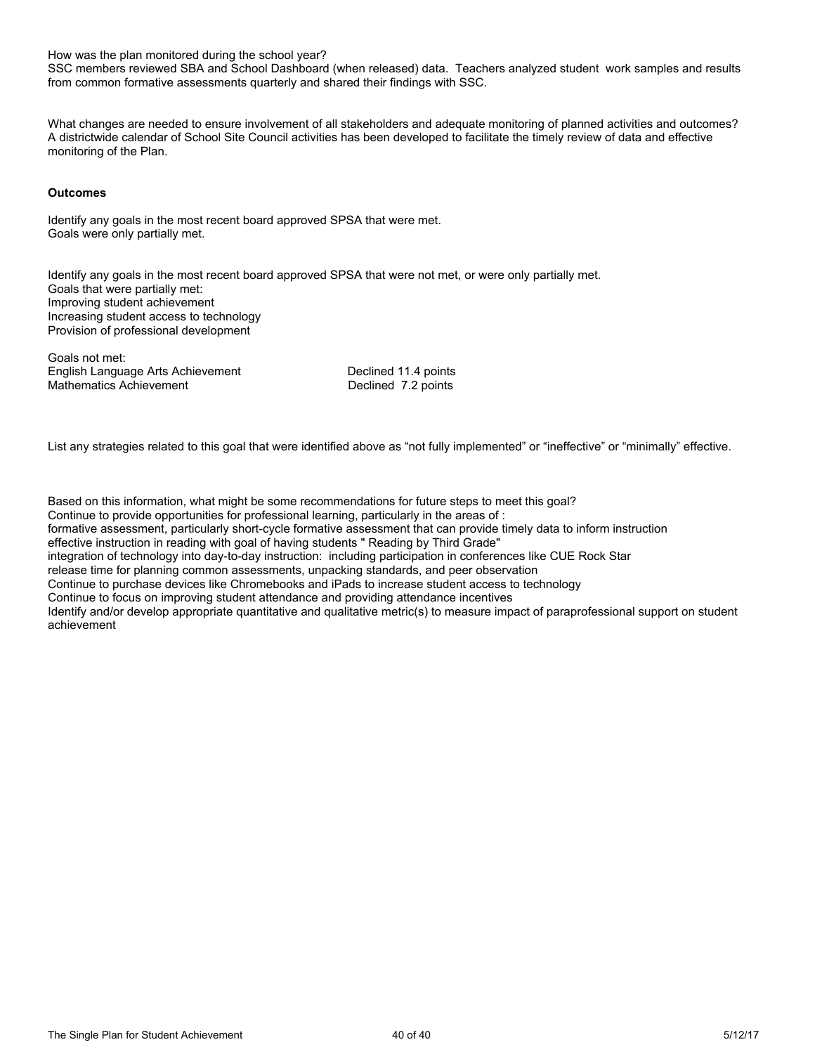How was the plan monitored during the school year?
SSC members reviewed SBA and School Dashboard (when released) data. Teachers analyzed student work samples and results from common formative assessments quarterly and shared their findings with SSC.

What changes are needed to ensure involvement of all stakeholders and adequate monitoring of planned activities and outcomes?
A districtwide calendar of School Site Council activities has been developed to facilitate the timely review of data and effective monitoring of the Plan.

**Outcomes**

Identify any goals in the most recent board approved SPSA that were met.
Goals were only partially met.

Identify any goals in the most recent board approved SPSA that were not met, or were only partially met.
Goals that were partially met:
Improving student achievement
Increasing student access to technology
Provision of professional development

Goals not met:

| | |
|---|---|
| English Language Arts Achievement | Declined 11.4 points |
| Mathematics Achievement | Declined 7.2 points |

List any strategies related to this goal that were identified above as "not fully implemented" or "ineffective" or "minimally" effective.

Based on this information, what might be some recommendations for future steps to meet this goal?
Continue to provide opportunities for professional learning, particularly in the areas of :
formative assessment, particularly short-cycle formative assessment that can provide timely data to inform instruction
effective instruction in reading with goal of having students " Reading by Third Grade"
integration of technology into day-to-day instruction: including participation in conferences like CUE Rock Star
release time for planning common assessments, unpacking standards, and peer observation
Continue to purchase devices like Chromebooks and iPads to increase student access to technology
Continue to focus on improving student attendance and providing attendance incentives
Identify and/or develop appropriate quantitative and qualitative metric(s) to measure impact of paraprofessional support on student achievement